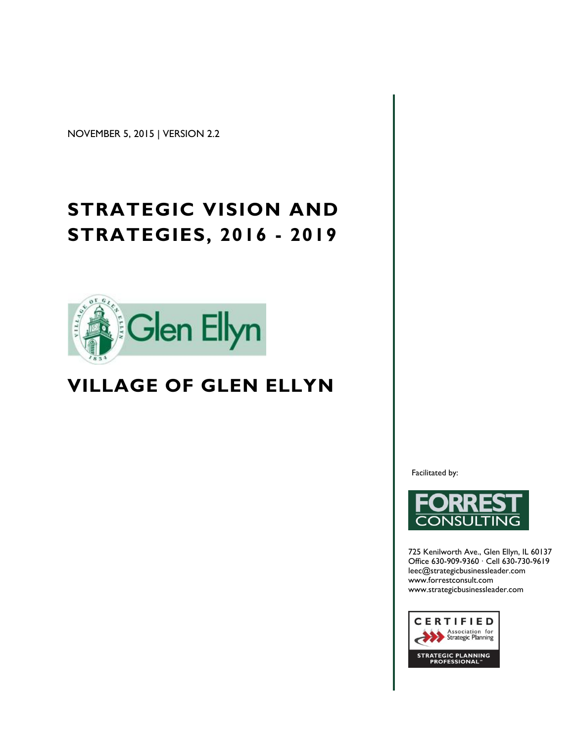NOVEMBER 5, 2015 | VERSION 2.2

# STRATEGIC VISION AND STRATEGIES, 2016 - 2019

# VILLAGE OF GLEN ELLYN

Facilitated by:

FORREST CONSULTING

725 Kenilworth Ave., Glen Ellyn, IL 60137
Office 630-909-9360 · Cell 630-730-9619
leec@strategicbusinessleader.com
www.forrestconsult.com
www.strategicbusinessleader.com

CERTIFIED Association for Strategic Planning
STRATEGIC PLANNING PROFESSIONAL™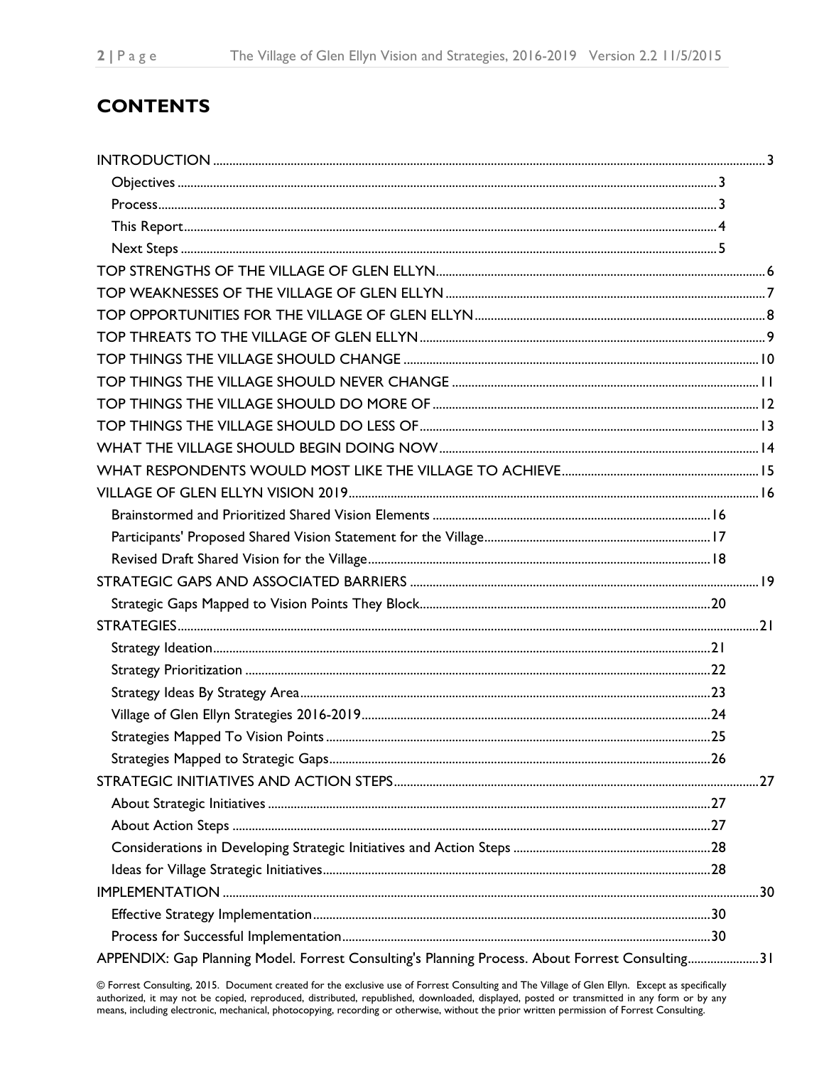## CONTENTS

INTRODUCTION ... 3

- Objectives ... 3
- Process ... 3
- This Report ... 4
- Next Steps ... 5

TOP STRENGTHS OF THE VILLAGE OF GLEN ELLYN ... 6

TOP WEAKNESSES OF THE VILLAGE OF GLEN ELLYN ... 7

TOP OPPORTUNITIES FOR THE VILLAGE OF GLEN ELLYN ... 8

TOP THREATS TO THE VILLAGE OF GLEN ELLYN ... 9

TOP THINGS THE VILLAGE SHOULD CHANGE ... 10

TOP THINGS THE VILLAGE SHOULD NEVER CHANGE ... 11

TOP THINGS THE VILLAGE SHOULD DO MORE OF ... 12

TOP THINGS THE VILLAGE SHOULD DO LESS OF ... 13

WHAT THE VILLAGE SHOULD BEGIN DOING NOW ... 14

WHAT RESPONDENTS WOULD MOST LIKE THE VILLAGE TO ACHIEVE ... 15

VILLAGE OF GLEN ELLYN VISION 2019 ... 16

- Brainstormed and Prioritized Shared Vision Elements ... 16
- Participants' Proposed Shared Vision Statement for the Village ... 17
- Revised Draft Shared Vision for the Village ... 18

STRATEGIC GAPS AND ASSOCIATED BARRIERS ... 19

- Strategic Gaps Mapped to Vision Points They Block ... 20

STRATEGIES ... 21

- Strategy Ideation ... 21
- Strategy Prioritization ... 22
- Strategy Ideas By Strategy Area ... 23
- Village of Glen Ellyn Strategies 2016-2019 ... 24
- Strategies Mapped To Vision Points ... 25
- Strategies Mapped to Strategic Gaps ... 26

STRATEGIC INITIATIVES AND ACTION STEPS ... 27

- About Strategic Initiatives ... 27
- About Action Steps ... 27
- Considerations in Developing Strategic Initiatives and Action Steps ... 28
- Ideas for Village Strategic Initiatives ... 28

IMPLEMENTATION ... 30

- Effective Strategy Implementation ... 30
- Process for Successful Implementation ... 30

APPENDIX: Gap Planning Model. Forrest Consulting's Planning Process. About Forrest Consulting ... 31

© Forrest Consulting, 2015. Document created for the exclusive use of Forrest Consulting and The Village of Glen Ellyn. Except as specifically authorized, it may not be copied, reproduced, distributed, republished, downloaded, displayed, posted or transmitted in any form or by any means, including electronic, mechanical, photocopying, recording or otherwise, without the prior written permission of Forrest Consulting.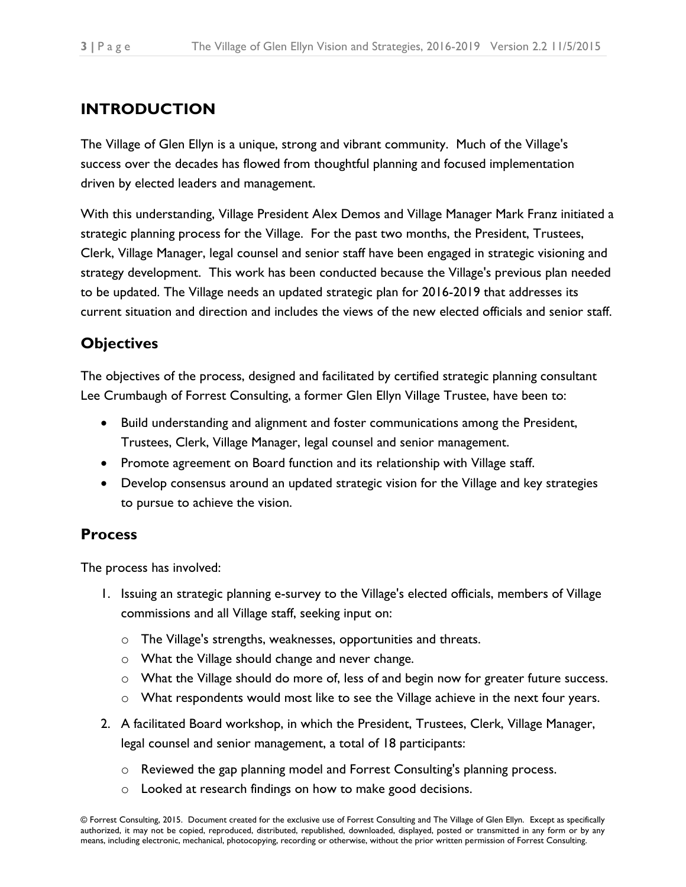# INTRODUCTION

The Village of Glen Ellyn is a unique, strong and vibrant community. Much of the Village's success over the decades has flowed from thoughtful planning and focused implementation driven by elected leaders and management.

With this understanding, Village President Alex Demos and Village Manager Mark Franz initiated a strategic planning process for the Village. For the past two months, the President, Trustees, Clerk, Village Manager, legal counsel and senior staff have been engaged in strategic visioning and strategy development. This work has been conducted because the Village's previous plan needed to be updated. The Village needs an updated strategic plan for 2016-2019 that addresses its current situation and direction and includes the views of the new elected officials and senior staff.

## Objectives

The objectives of the process, designed and facilitated by certified strategic planning consultant Lee Crumbaugh of Forrest Consulting, a former Glen Ellyn Village Trustee, have been to:

- Build understanding and alignment and foster communications among the President, Trustees, Clerk, Village Manager, legal counsel and senior management.
- Promote agreement on Board function and its relationship with Village staff.
- Develop consensus around an updated strategic vision for the Village and key strategies to pursue to achieve the vision.

## Process

The process has involved:

1. Issuing an strategic planning e-survey to the Village's elected officials, members of Village commissions and all Village staff, seeking input on:
    - The Village's strengths, weaknesses, opportunities and threats.
    - What the Village should change and never change.
    - What the Village should do more of, less of and begin now for greater future success.
    - What respondents would most like to see the Village achieve in the next four years.
2. A facilitated Board workshop, in which the President, Trustees, Clerk, Village Manager, legal counsel and senior management, a total of 18 participants:
    - Reviewed the gap planning model and Forrest Consulting's planning process.
    - Looked at research findings on how to make good decisions.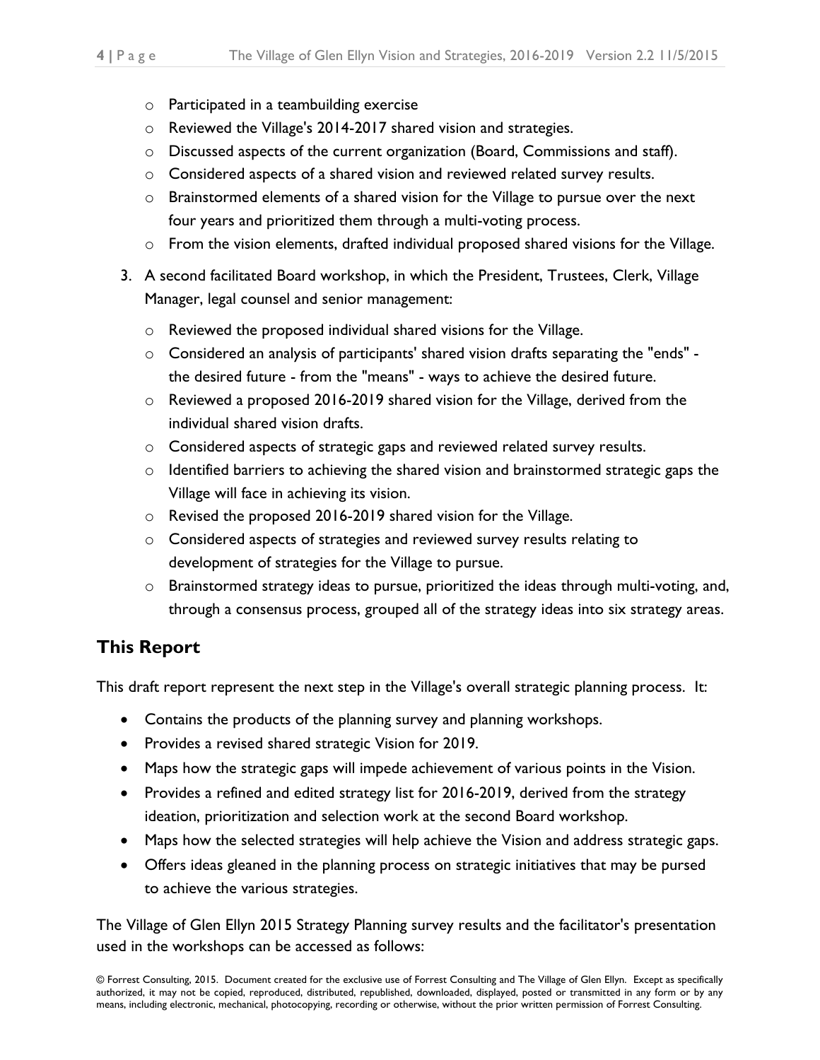- Participated in a teambuilding exercise
  - Reviewed the Village's 2014-2017 shared vision and strategies.
  - Discussed aspects of the current organization (Board, Commissions and staff).
  - Considered aspects of a shared vision and reviewed related survey results.
  - Brainstormed elements of a shared vision for the Village to pursue over the next four years and prioritized them through a multi-voting process.
  - From the vision elements, drafted individual proposed shared visions for the Village.

3. A second facilitated Board workshop, in which the President, Trustees, Clerk, Village Manager, legal counsel and senior management:
   - Reviewed the proposed individual shared visions for the Village.
   - Considered an analysis of participants' shared vision drafts separating the "ends" - the desired future - from the "means" - ways to achieve the desired future.
   - Reviewed a proposed 2016-2019 shared vision for the Village, derived from the individual shared vision drafts.
   - Considered aspects of strategic gaps and reviewed related survey results.
   - Identified barriers to achieving the shared vision and brainstormed strategic gaps the Village will face in achieving its vision.
   - Revised the proposed 2016-2019 shared vision for the Village.
   - Considered aspects of strategies and reviewed survey results relating to development of strategies for the Village to pursue.
   - Brainstormed strategy ideas to pursue, prioritized the ideas through multi-voting, and, through a consensus process, grouped all of the strategy ideas into six strategy areas.

## This Report

This draft report represent the next step in the Village's overall strategic planning process. It:

- Contains the products of the planning survey and planning workshops.
- Provides a revised shared strategic Vision for 2019.
- Maps how the strategic gaps will impede achievement of various points in the Vision.
- Provides a refined and edited strategy list for 2016-2019, derived from the strategy ideation, prioritization and selection work at the second Board workshop.
- Maps how the selected strategies will help achieve the Vision and address strategic gaps.
- Offers ideas gleaned in the planning process on strategic initiatives that may be pursed to achieve the various strategies.

The Village of Glen Ellyn 2015 Strategy Planning survey results and the facilitator's presentation used in the workshops can be accessed as follows:

© Forrest Consulting, 2015. Document created for the exclusive use of Forrest Consulting and The Village of Glen Ellyn. Except as specifically authorized, it may not be copied, reproduced, distributed, republished, downloaded, displayed, posted or transmitted in any form or by any means, including electronic, mechanical, photocopying, recording or otherwise, without the prior written permission of Forrest Consulting.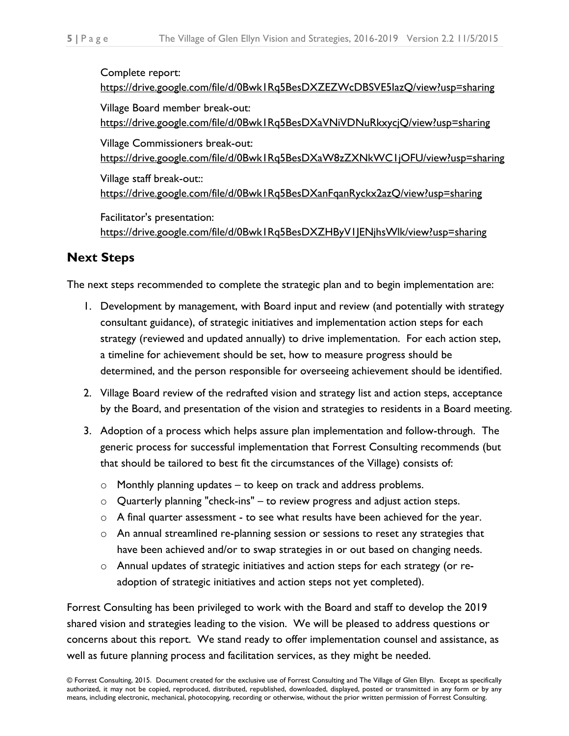Complete report:
https://drive.google.com/file/d/0Bwk1Rq5BesDXZEZWcDBSVE5IazQ/view?usp=sharing

Village Board member break-out:
https://drive.google.com/file/d/0Bwk1Rq5BesDXaVNiVDNuRkxycjQ/view?usp=sharing

Village Commissioners break-out:
https://drive.google.com/file/d/0Bwk1Rq5BesDXaW8zZXNkWC1jOFU/view?usp=sharing

Village staff break-out::
https://drive.google.com/file/d/0Bwk1Rq5BesDXanFqanRyckx2azQ/view?usp=sharing

Facilitator's presentation:
https://drive.google.com/file/d/0Bwk1Rq5BesDXZHByV1JENjhsWlk/view?usp=sharing

## Next Steps

The next steps recommended to complete the strategic plan and to begin implementation are:

1. Development by management, with Board input and review (and potentially with strategy consultant guidance), of strategic initiatives and implementation action steps for each strategy (reviewed and updated annually) to drive implementation. For each action step, a timeline for achievement should be set, how to measure progress should be determined, and the person responsible for overseeing achievement should be identified.
2. Village Board review of the redrafted vision and strategy list and action steps, acceptance by the Board, and presentation of the vision and strategies to residents in a Board meeting.
3. Adoption of a process which helps assure plan implementation and follow-through. The generic process for successful implementation that Forrest Consulting recommends (but that should be tailored to best fit the circumstances of the Village) consists of:
   - Monthly planning updates – to keep on track and address problems.
   - Quarterly planning "check-ins" – to review progress and adjust action steps.
   - A final quarter assessment - to see what results have been achieved for the year.
   - An annual streamlined re-planning session or sessions to reset any strategies that have been achieved and/or to swap strategies in or out based on changing needs.
   - Annual updates of strategic initiatives and action steps for each strategy (or re-adoption of strategic initiatives and action steps not yet completed).

Forrest Consulting has been privileged to work with the Board and staff to develop the 2019 shared vision and strategies leading to the vision. We will be pleased to address questions or concerns about this report. We stand ready to offer implementation counsel and assistance, as well as future planning process and facilitation services, as they might be needed.

© Forrest Consulting, 2015. Document created for the exclusive use of Forrest Consulting and The Village of Glen Ellyn. Except as specifically authorized, it may not be copied, reproduced, distributed, republished, downloaded, displayed, posted or transmitted in any form or by any means, including electronic, mechanical, photocopying, recording or otherwise, without the prior written permission of Forrest Consulting.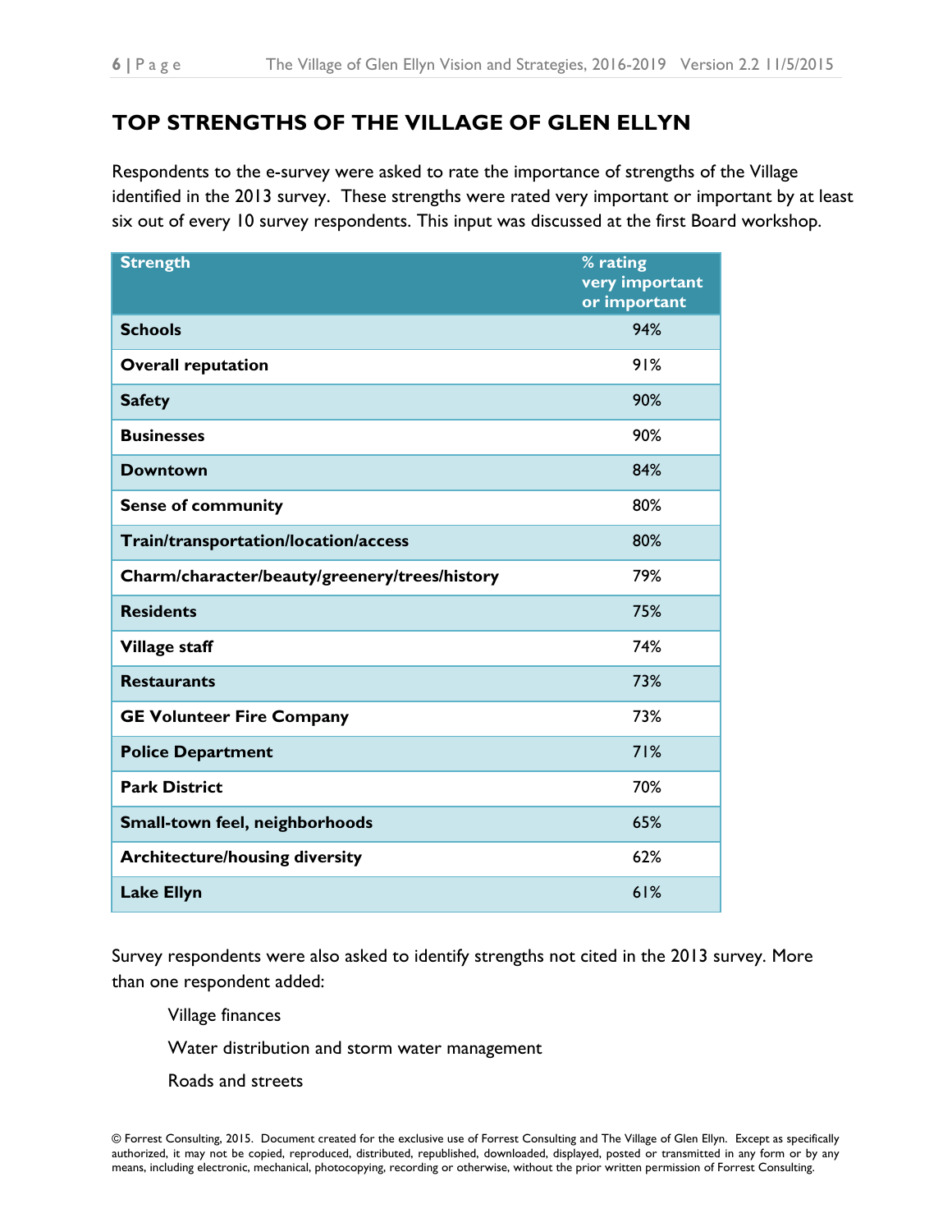## TOP STRENGTHS OF THE VILLAGE OF GLEN ELLYN

Respondents to the e-survey were asked to rate the importance of strengths of the Village identified in the 2013 survey. These strengths were rated very important or important by at least six out of every 10 survey respondents. This input was discussed at the first Board workshop.

| Strength | % rating very important or important |
|---|---|
| **Schools** | 94% |
| **Overall reputation** | 91% |
| **Safety** | 90% |
| **Businesses** | 90% |
| **Downtown** | 84% |
| **Sense of community** | 80% |
| **Train/transportation/location/access** | 80% |
| **Charm/character/beauty/greenery/trees/history** | 79% |
| **Residents** | 75% |
| **Village staff** | 74% |
| **Restaurants** | 73% |
| **GE Volunteer Fire Company** | 73% |
| **Police Department** | 71% |
| **Park District** | 70% |
| **Small-town feel, neighborhoods** | 65% |
| **Architecture/housing diversity** | 62% |
| **Lake Ellyn** | 61% |

Survey respondents were also asked to identify strengths not cited in the 2013 survey. More than one respondent added:

Village finances

Water distribution and storm water management

Roads and streets

© Forrest Consulting, 2015. Document created for the exclusive use of Forrest Consulting and The Village of Glen Ellyn. Except as specifically authorized, it may not be copied, reproduced, distributed, republished, downloaded, displayed, posted or transmitted in any form or by any means, including electronic, mechanical, photocopying, recording or otherwise, without the prior written permission of Forrest Consulting.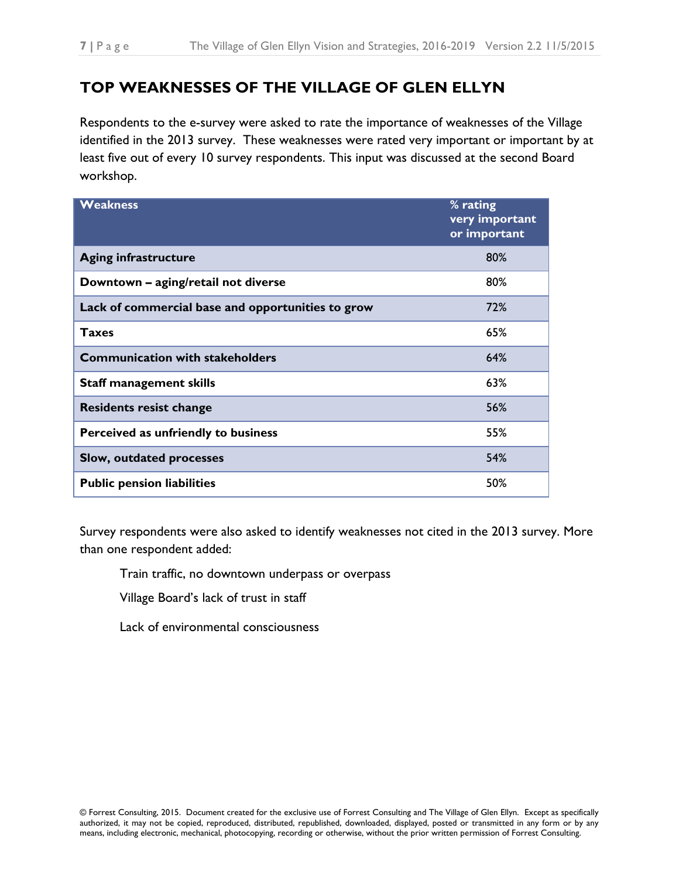## TOP WEAKNESSES OF THE VILLAGE OF GLEN ELLYN

Respondents to the e-survey were asked to rate the importance of weaknesses of the Village identified in the 2013 survey. These weaknesses were rated very important or important by at least five out of every 10 survey respondents. This input was discussed at the second Board workshop.

| Weakness | % rating very important or important |
|---|---|
| **Aging infrastructure** | 80% |
| **Downtown – aging/retail not diverse** | 80% |
| **Lack of commercial base and opportunities to grow** | 72% |
| **Taxes** | 65% |
| **Communication with stakeholders** | 64% |
| **Staff management skills** | 63% |
| **Residents resist change** | 56% |
| **Perceived as unfriendly to business** | 55% |
| **Slow, outdated processes** | 54% |
| **Public pension liabilities** | 50% |

Survey respondents were also asked to identify weaknesses not cited in the 2013 survey. More than one respondent added:

Train traffic, no downtown underpass or overpass

Village Board's lack of trust in staff

Lack of environmental consciousness

© Forrest Consulting, 2015. Document created for the exclusive use of Forrest Consulting and The Village of Glen Ellyn. Except as specifically authorized, it may not be copied, reproduced, distributed, republished, downloaded, displayed, posted or transmitted in any form or by any means, including electronic, mechanical, photocopying, recording or otherwise, without the prior written permission of Forrest Consulting.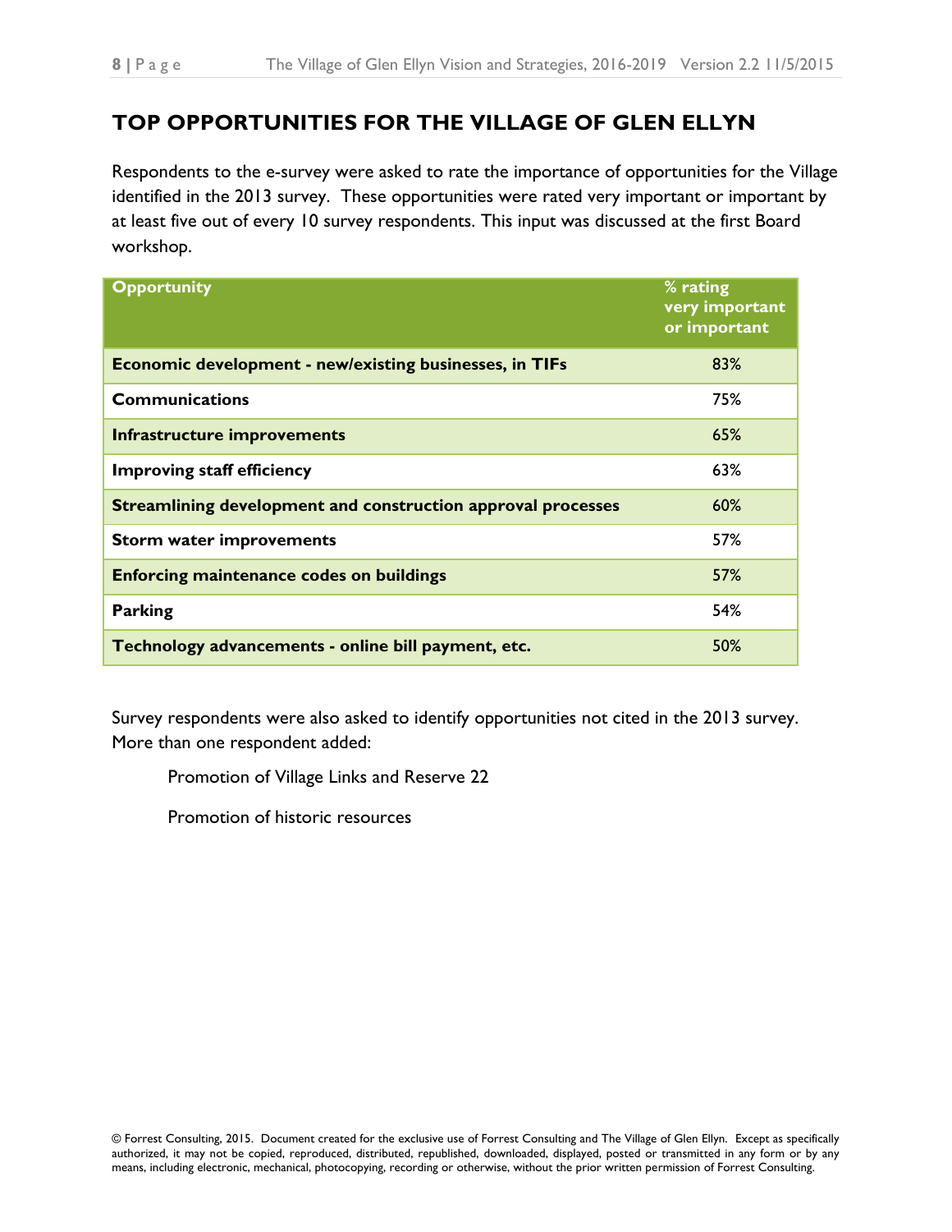## TOP OPPORTUNITIES FOR THE VILLAGE OF GLEN ELLYN

Respondents to the e-survey were asked to rate the importance of opportunities for the Village identified in the 2013 survey. These opportunities were rated very important or important by at least five out of every 10 survey respondents. This input was discussed at the first Board workshop.

| Opportunity | % rating very important or important |
|---|---|
| **Economic development - new/existing businesses, in TIFs** | 83% |
| **Communications** | 75% |
| **Infrastructure improvements** | 65% |
| **Improving staff efficiency** | 63% |
| **Streamlining development and construction approval processes** | 60% |
| **Storm water improvements** | 57% |
| **Enforcing maintenance codes on buildings** | 57% |
| **Parking** | 54% |
| **Technology advancements - online bill payment, etc.** | 50% |

Survey respondents were also asked to identify opportunities not cited in the 2013 survey. More than one respondent added:

Promotion of Village Links and Reserve 22

Promotion of historic resources

© Forrest Consulting, 2015. Document created for the exclusive use of Forrest Consulting and The Village of Glen Ellyn. Except as specifically authorized, it may not be copied, reproduced, distributed, republished, downloaded, displayed, posted or transmitted in any form or by any means, including electronic, mechanical, photocopying, recording or otherwise, without the prior written permission of Forrest Consulting.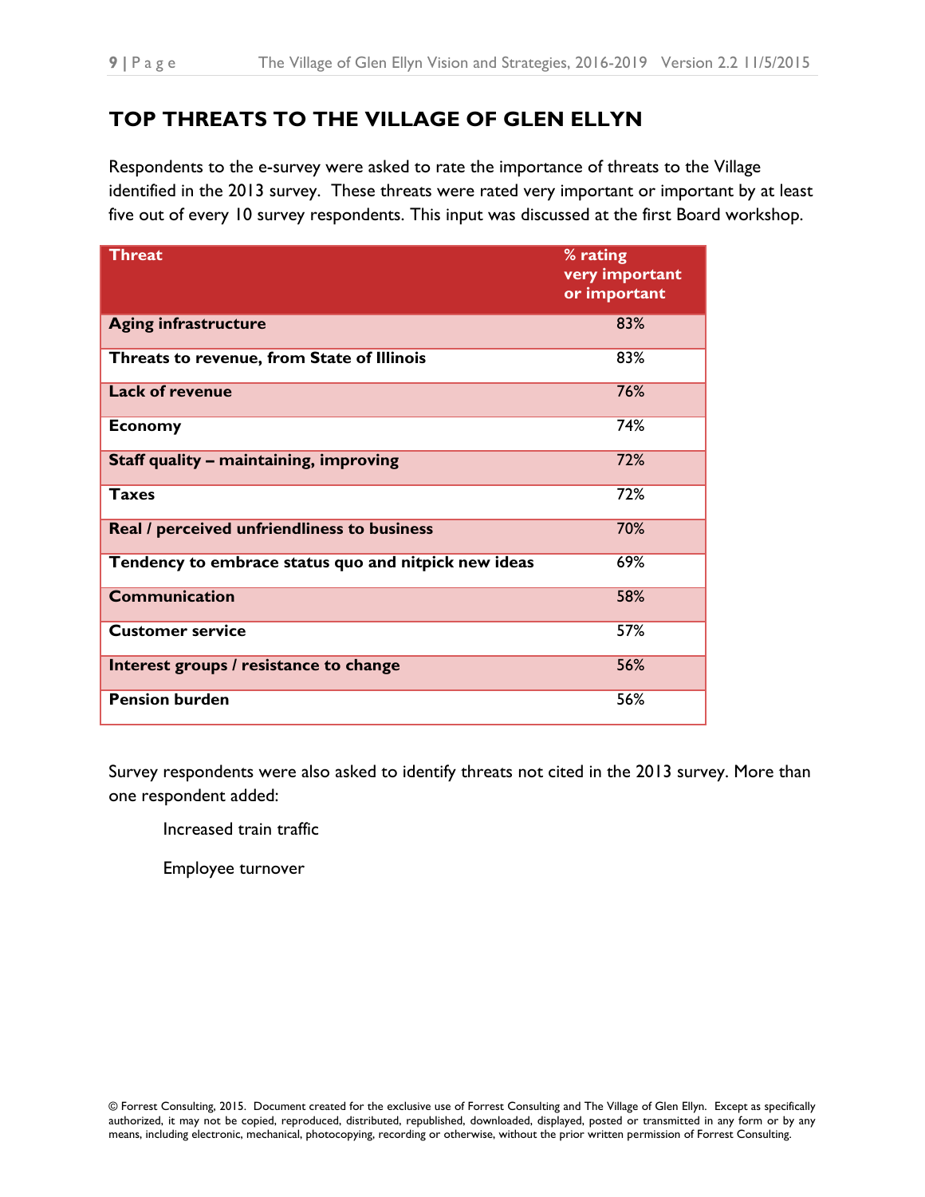# TOP THREATS TO THE VILLAGE OF GLEN ELLYN

Respondents to the e-survey were asked to rate the importance of threats to the Village identified in the 2013 survey. These threats were rated very important or important by at least five out of every 10 survey respondents. This input was discussed at the first Board workshop.

| Threat | % rating very important or important |
|---|---|
| **Aging infrastructure** | 83% |
| **Threats to revenue, from State of Illinois** | 83% |
| **Lack of revenue** | 76% |
| **Economy** | 74% |
| **Staff quality – maintaining, improving** | 72% |
| **Taxes** | 72% |
| **Real / perceived unfriendliness to business** | 70% |
| **Tendency to embrace status quo and nitpick new ideas** | 69% |
| **Communication** | 58% |
| **Customer service** | 57% |
| **Interest groups / resistance to change** | 56% |
| **Pension burden** | 56% |

Survey respondents were also asked to identify threats not cited in the 2013 survey. More than one respondent added:

Increased train traffic

Employee turnover

© Forrest Consulting, 2015. Document created for the exclusive use of Forrest Consulting and The Village of Glen Ellyn. Except as specifically authorized, it may not be copied, reproduced, distributed, republished, downloaded, displayed, posted or transmitted in any form or by any means, including electronic, mechanical, photocopying, recording or otherwise, without the prior written permission of Forrest Consulting.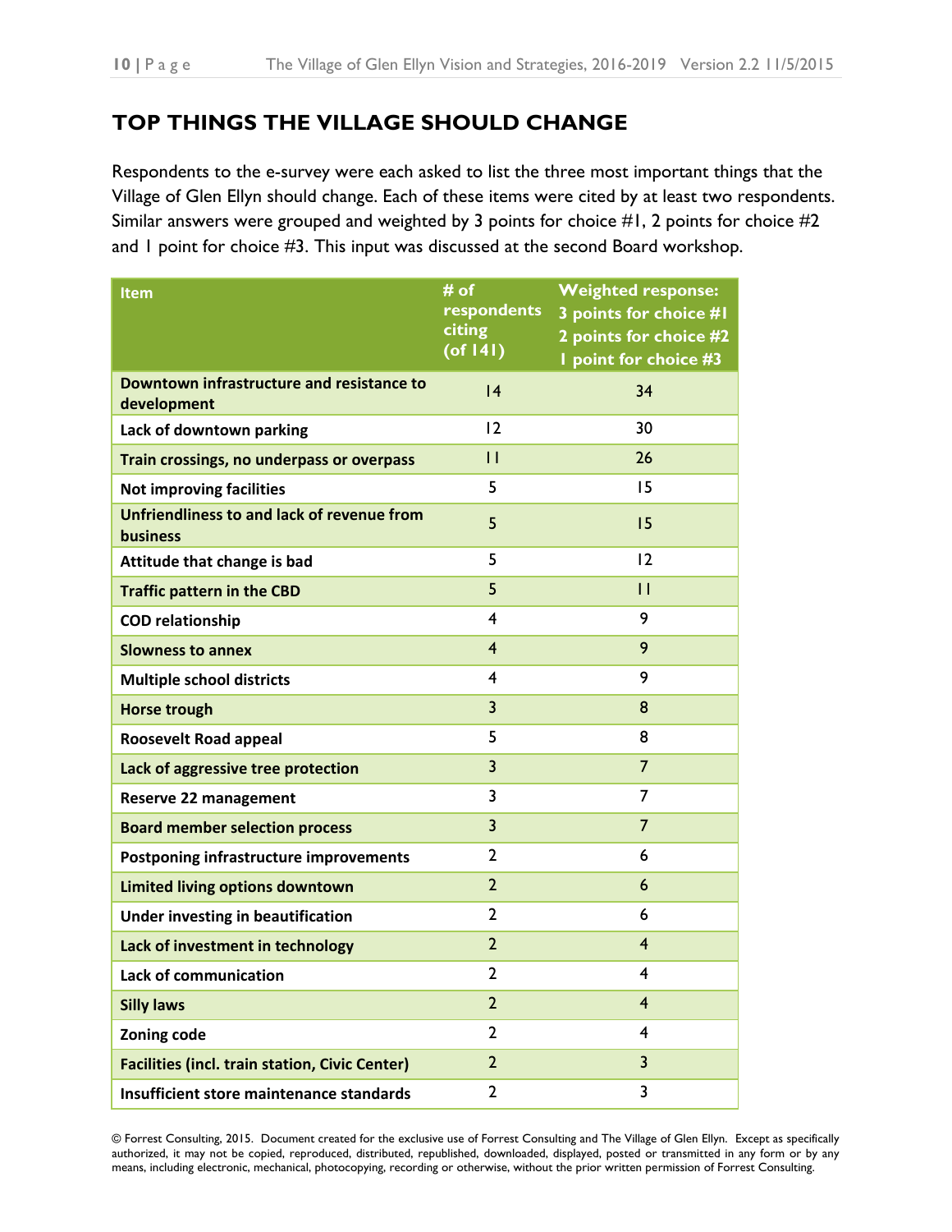## TOP THINGS THE VILLAGE SHOULD CHANGE

Respondents to the e-survey were each asked to list the three most important things that the Village of Glen Ellyn should change. Each of these items were cited by at least two respondents. Similar answers were grouped and weighted by 3 points for choice #1, 2 points for choice #2 and 1 point for choice #3. This input was discussed at the second Board workshop.

| Item | # of respondents citing (of 141) | Weighted response: 3 points for choice #1 2 points for choice #2 1 point for choice #3 |
|---|---|---|
| Downtown infrastructure and resistance to development | 14 | 34 |
| Lack of downtown parking | 12 | 30 |
| Train crossings, no underpass or overpass | 11 | 26 |
| Not improving facilities | 5 | 15 |
| Unfriendliness to and lack of revenue from business | 5 | 15 |
| Attitude that change is bad | 5 | 12 |
| Traffic pattern in the CBD | 5 | 11 |
| COD relationship | 4 | 9 |
| Slowness to annex | 4 | 9 |
| Multiple school districts | 4 | 9 |
| Horse trough | 3 | 8 |
| Roosevelt Road appeal | 5 | 8 |
| Lack of aggressive tree protection | 3 | 7 |
| Reserve 22 management | 3 | 7 |
| Board member selection process | 3 | 7 |
| Postponing infrastructure improvements | 2 | 6 |
| Limited living options downtown | 2 | 6 |
| Under investing in beautification | 2 | 6 |
| Lack of investment in technology | 2 | 4 |
| Lack of communication | 2 | 4 |
| Silly laws | 2 | 4 |
| Zoning code | 2 | 4 |
| Facilities (incl. train station, Civic Center) | 2 | 3 |
| Insufficient store maintenance standards | 2 | 3 |

© Forrest Consulting, 2015. Document created for the exclusive use of Forrest Consulting and The Village of Glen Ellyn. Except as specifically authorized, it may not be copied, reproduced, distributed, republished, downloaded, displayed, posted or transmitted in any form or by any means, including electronic, mechanical, photocopying, recording or otherwise, without the prior written permission of Forrest Consulting.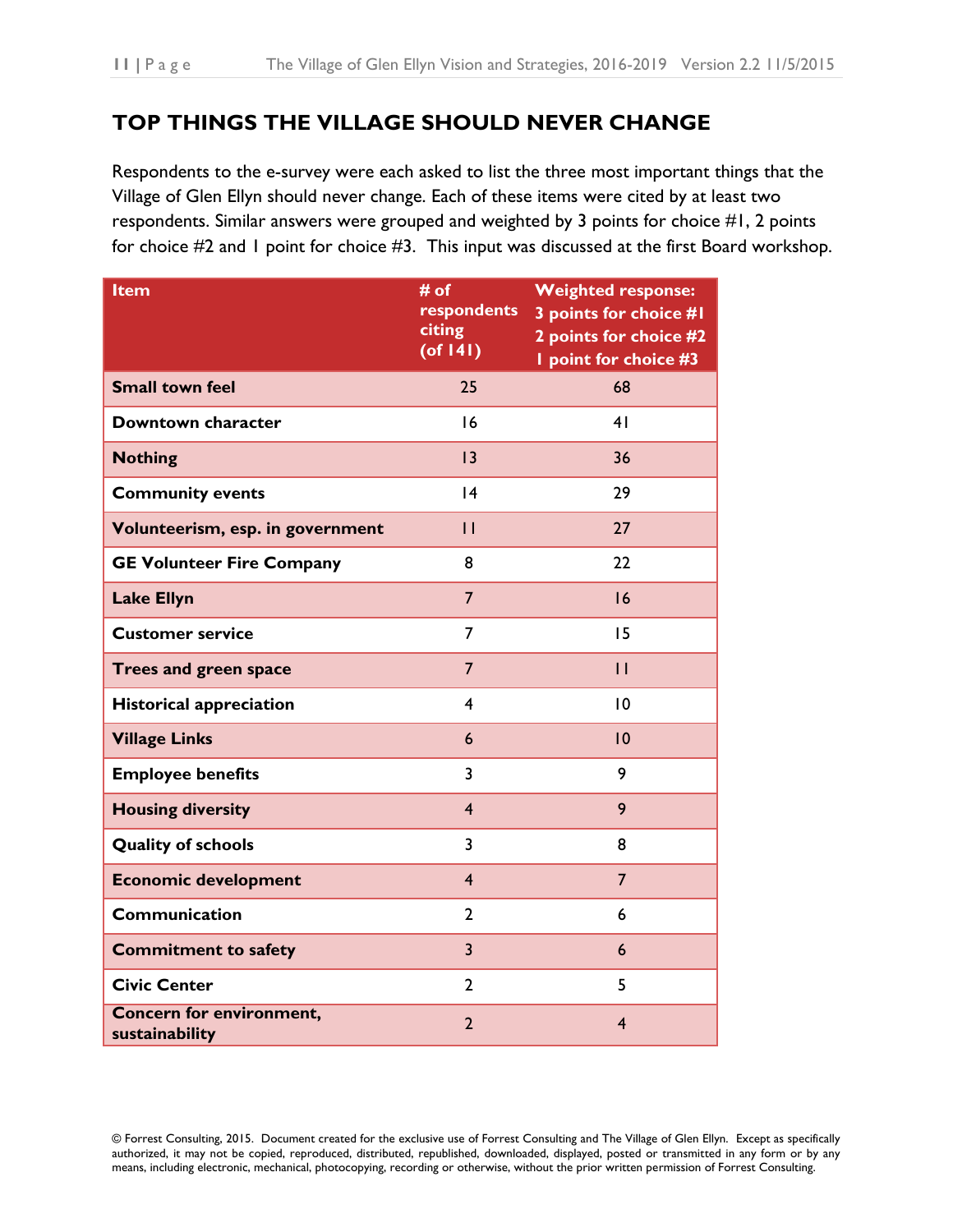## TOP THINGS THE VILLAGE SHOULD NEVER CHANGE

Respondents to the e-survey were each asked to list the three most important things that the Village of Glen Ellyn should never change. Each of these items were cited by at least two respondents. Similar answers were grouped and weighted by 3 points for choice #1, 2 points for choice #2 and 1 point for choice #3. This input was discussed at the first Board workshop.

| Item | # of respondents citing (of 141) | Weighted response: 3 points for choice #1 2 points for choice #2 1 point for choice #3 |
|---|---|---|
| **Small town feel** | 25 | 68 |
| **Downtown character** | 16 | 41 |
| **Nothing** | 13 | 36 |
| **Community events** | 14 | 29 |
| **Volunteerism, esp. in government** | 11 | 27 |
| **GE Volunteer Fire Company** | 8 | 22 |
| **Lake Ellyn** | 7 | 16 |
| **Customer service** | 7 | 15 |
| **Trees and green space** | 7 | 11 |
| **Historical appreciation** | 4 | 10 |
| **Village Links** | 6 | 10 |
| **Employee benefits** | 3 | 9 |
| **Housing diversity** | 4 | 9 |
| **Quality of schools** | 3 | 8 |
| **Economic development** | 4 | 7 |
| **Communication** | 2 | 6 |
| **Commitment to safety** | 3 | 6 |
| **Civic Center** | 2 | 5 |
| **Concern for environment, sustainability** | 2 | 4 |

© Forrest Consulting, 2015. Document created for the exclusive use of Forrest Consulting and The Village of Glen Ellyn. Except as specifically authorized, it may not be copied, reproduced, distributed, republished, downloaded, displayed, posted or transmitted in any form or by any means, including electronic, mechanical, photocopying, recording or otherwise, without the prior written permission of Forrest Consulting.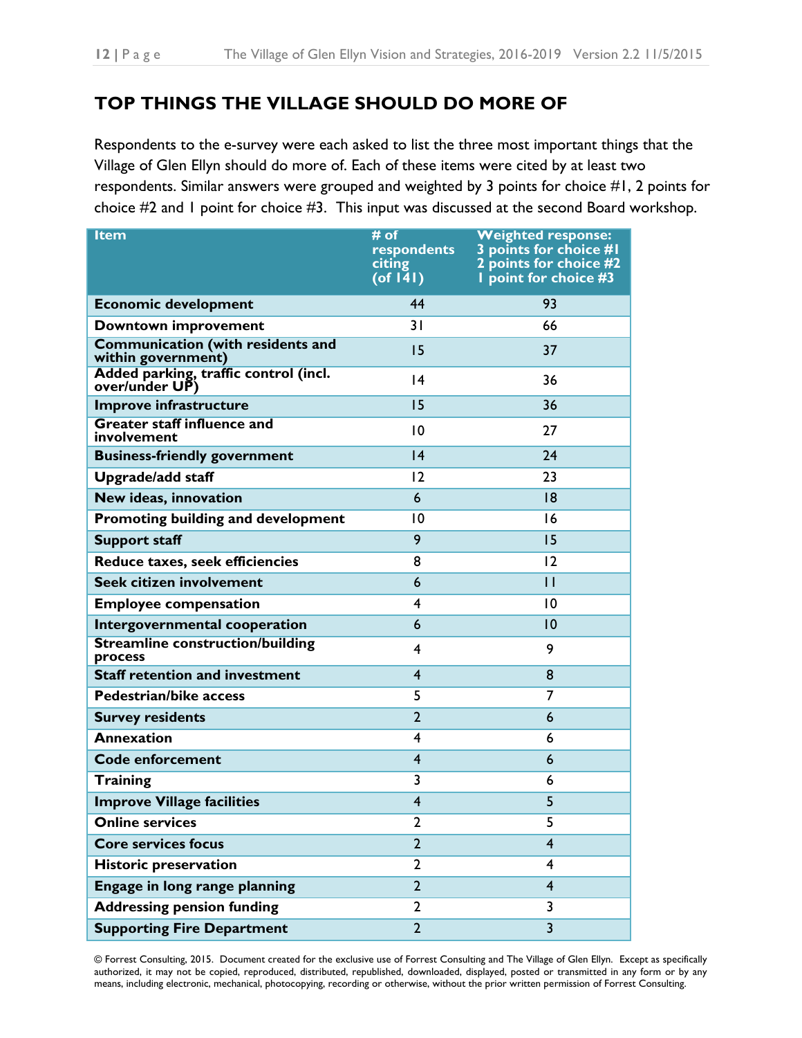## TOP THINGS THE VILLAGE SHOULD DO MORE OF

Respondents to the e-survey were each asked to list the three most important things that the Village of Glen Ellyn should do more of. Each of these items were cited by at least two respondents. Similar answers were grouped and weighted by 3 points for choice #1, 2 points for choice #2 and 1 point for choice #3. This input was discussed at the second Board workshop.

| Item | # of respondents citing (of 141) | Weighted response: 3 points for choice #1 2 points for choice #2 1 point for choice #3 |
|---|---|---|
| **Economic development** | 44 | 93 |
| **Downtown improvement** | 31 | 66 |
| **Communication (with residents and within government)** | 15 | 37 |
| **Added parking, traffic control (incl. over/under UP)** | 14 | 36 |
| **Improve infrastructure** | 15 | 36 |
| **Greater staff influence and involvement** | 10 | 27 |
| **Business-friendly government** | 14 | 24 |
| **Upgrade/add staff** | 12 | 23 |
| **New ideas, innovation** | 6 | 18 |
| **Promoting building and development** | 10 | 16 |
| **Support staff** | 9 | 15 |
| **Reduce taxes, seek efficiencies** | 8 | 12 |
| **Seek citizen involvement** | 6 | 11 |
| **Employee compensation** | 4 | 10 |
| **Intergovernmental cooperation** | 6 | 10 |
| **Streamline construction/building process** | 4 | 9 |
| **Staff retention and investment** | 4 | 8 |
| **Pedestrian/bike access** | 5 | 7 |
| **Survey residents** | 2 | 6 |
| **Annexation** | 4 | 6 |
| **Code enforcement** | 4 | 6 |
| **Training** | 3 | 6 |
| **Improve Village facilities** | 4 | 5 |
| **Online services** | 2 | 5 |
| **Core services focus** | 2 | 4 |
| **Historic preservation** | 2 | 4 |
| **Engage in long range planning** | 2 | 4 |
| **Addressing pension funding** | 2 | 3 |
| **Supporting Fire Department** | 2 | 3 |

© Forrest Consulting, 2015. Document created for the exclusive use of Forrest Consulting and The Village of Glen Ellyn. Except as specifically authorized, it may not be copied, reproduced, distributed, republished, downloaded, displayed, posted or transmitted in any form or by any means, including electronic, mechanical, photocopying, recording or otherwise, without the prior written permission of Forrest Consulting.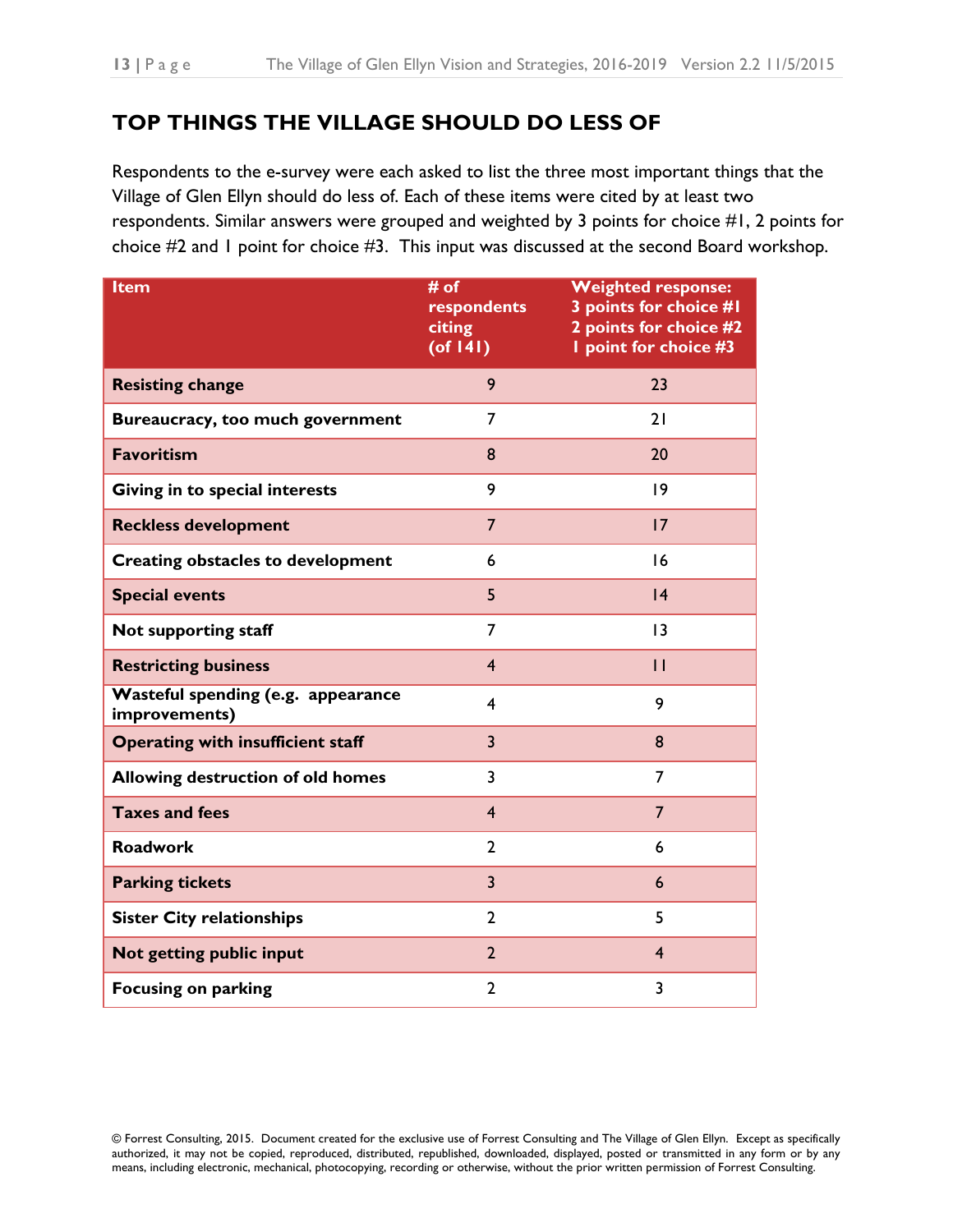## TOP THINGS THE VILLAGE SHOULD DO LESS OF

Respondents to the e-survey were each asked to list the three most important things that the Village of Glen Ellyn should do less of. Each of these items were cited by at least two respondents. Similar answers were grouped and weighted by 3 points for choice #1, 2 points for choice #2 and 1 point for choice #3. This input was discussed at the second Board workshop.

| Item | # of respondents citing (of 141) | Weighted response: 3 points for choice #1 2 points for choice #2 1 point for choice #3 |
|---|---|---|
| **Resisting change** | 9 | 23 |
| **Bureaucracy, too much government** | 7 | 21 |
| **Favoritism** | 8 | 20 |
| **Giving in to special interests** | 9 | 19 |
| **Reckless development** | 7 | 17 |
| **Creating obstacles to development** | 6 | 16 |
| **Special events** | 5 | 14 |
| **Not supporting staff** | 7 | 13 |
| **Restricting business** | 4 | 11 |
| **Wasteful spending (e.g. appearance improvements)** | 4 | 9 |
| **Operating with insufficient staff** | 3 | 8 |
| **Allowing destruction of old homes** | 3 | 7 |
| **Taxes and fees** | 4 | 7 |
| **Roadwork** | 2 | 6 |
| **Parking tickets** | 3 | 6 |
| **Sister City relationships** | 2 | 5 |
| **Not getting public input** | 2 | 4 |
| **Focusing on parking** | 2 | 3 |

© Forrest Consulting, 2015. Document created for the exclusive use of Forrest Consulting and The Village of Glen Ellyn. Except as specifically authorized, it may not be copied, reproduced, distributed, republished, downloaded, displayed, posted or transmitted in any form or by any means, including electronic, mechanical, photocopying, recording or otherwise, without the prior written permission of Forrest Consulting.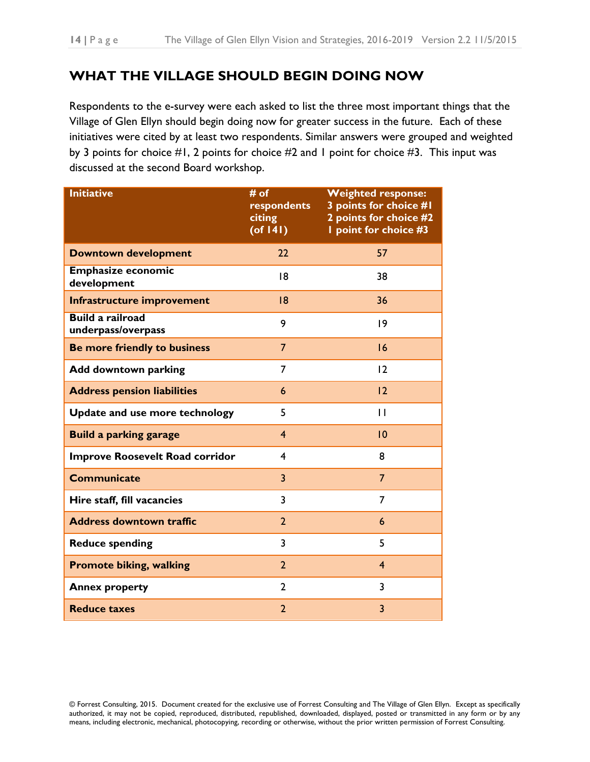## WHAT THE VILLAGE SHOULD BEGIN DOING NOW

Respondents to the e-survey were each asked to list the three most important things that the Village of Glen Ellyn should begin doing now for greater success in the future. Each of these initiatives were cited by at least two respondents. Similar answers were grouped and weighted by 3 points for choice #1, 2 points for choice #2 and 1 point for choice #3. This input was discussed at the second Board workshop.

| Initiative | # of respondents citing (of 141) | Weighted response: 3 points for choice #1 2 points for choice #2 1 point for choice #3 |
|---|---|---|
| **Downtown development** | 22 | 57 |
| **Emphasize economic development** | 18 | 38 |
| **Infrastructure improvement** | 18 | 36 |
| **Build a railroad underpass/overpass** | 9 | 19 |
| **Be more friendly to business** | 7 | 16 |
| **Add downtown parking** | 7 | 12 |
| **Address pension liabilities** | 6 | 12 |
| **Update and use more technology** | 5 | 11 |
| **Build a parking garage** | 4 | 10 |
| **Improve Roosevelt Road corridor** | 4 | 8 |
| **Communicate** | 3 | 7 |
| **Hire staff, fill vacancies** | 3 | 7 |
| **Address downtown traffic** | 2 | 6 |
| **Reduce spending** | 3 | 5 |
| **Promote biking, walking** | 2 | 4 |
| **Annex property** | 2 | 3 |
| **Reduce taxes** | 2 | 3 |

© Forrest Consulting, 2015. Document created for the exclusive use of Forrest Consulting and The Village of Glen Ellyn. Except as specifically authorized, it may not be copied, reproduced, distributed, republished, downloaded, displayed, posted or transmitted in any form or by any means, including electronic, mechanical, photocopying, recording or otherwise, without the prior written permission of Forrest Consulting.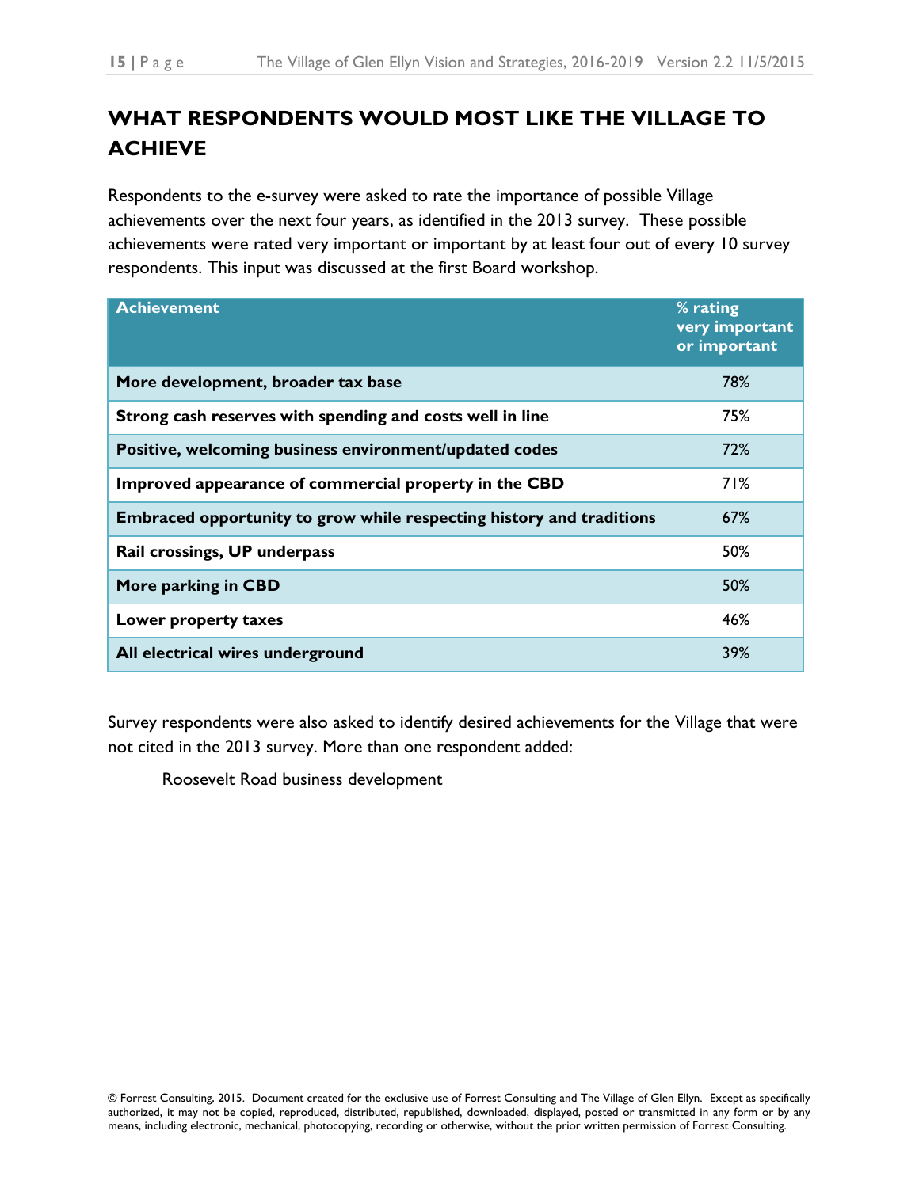## WHAT RESPONDENTS WOULD MOST LIKE THE VILLAGE TO ACHIEVE

Respondents to the e-survey were asked to rate the importance of possible Village achievements over the next four years, as identified in the 2013 survey. These possible achievements were rated very important or important by at least four out of every 10 survey respondents. This input was discussed at the first Board workshop.

| Achievement | % rating very important or important |
|---|---|
| **More development, broader tax base** | 78% |
| **Strong cash reserves with spending and costs well in line** | 75% |
| **Positive, welcoming business environment/updated codes** | 72% |
| **Improved appearance of commercial property in the CBD** | 71% |
| **Embraced opportunity to grow while respecting history and traditions** | 67% |
| **Rail crossings, UP underpass** | 50% |
| **More parking in CBD** | 50% |
| **Lower property taxes** | 46% |
| **All electrical wires underground** | 39% |

Survey respondents were also asked to identify desired achievements for the Village that were not cited in the 2013 survey. More than one respondent added:

Roosevelt Road business development

© Forrest Consulting, 2015. Document created for the exclusive use of Forrest Consulting and The Village of Glen Ellyn. Except as specifically authorized, it may not be copied, reproduced, distributed, republished, downloaded, displayed, posted or transmitted in any form or by any means, including electronic, mechanical, photocopying, recording or otherwise, without the prior written permission of Forrest Consulting.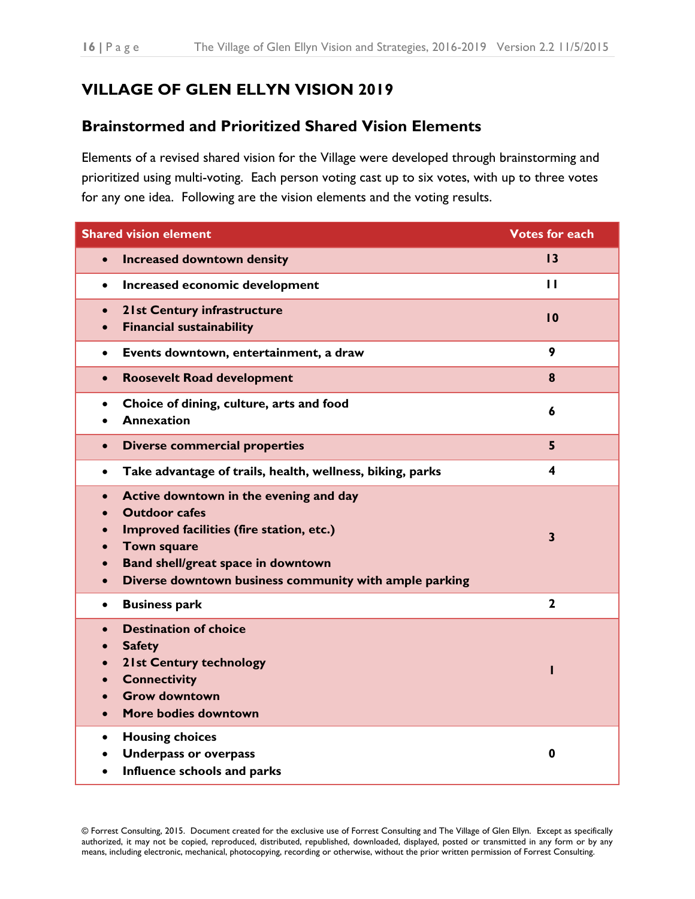# VILLAGE OF GLEN ELLYN VISION 2019

## Brainstormed and Prioritized Shared Vision Elements

Elements of a revised shared vision for the Village were developed through brainstorming and prioritized using multi-voting. Each person voting cast up to six votes, with up to three votes for any one idea. Following are the vision elements and the voting results.

| Shared vision element | Votes for each |
|---|---|
| • **Increased downtown density** | **13** |
| • **Increased economic development** | **11** |
| • **21st Century infrastructure**<br>• **Financial sustainability** | **10** |
| • **Events downtown, entertainment, a draw** | **9** |
| • **Roosevelt Road development** | **8** |
| • **Choice of dining, culture, arts and food**<br>• **Annexation** | **6** |
| • **Diverse commercial properties** | **5** |
| • **Take advantage of trails, health, wellness, biking, parks** | **4** |
| • **Active downtown in the evening and day**<br>• **Outdoor cafes**<br>• **Improved facilities (fire station, etc.)**<br>• **Town square**<br>• **Band shell/great space in downtown**<br>• **Diverse downtown business community with ample parking** | **3** |
| • **Business park** | **2** |
| • **Destination of choice**<br>• **Safety**<br>• **21st Century technology**<br>• **Connectivity**<br>• **Grow downtown**<br>• **More bodies downtown** | **1** |
| • **Housing choices**<br>• **Underpass or overpass**<br>• **Influence schools and parks** | **0** |

© Forrest Consulting, 2015. Document created for the exclusive use of Forrest Consulting and The Village of Glen Ellyn. Except as specifically authorized, it may not be copied, reproduced, distributed, republished, downloaded, displayed, posted or transmitted in any form or by any means, including electronic, mechanical, photocopying, recording or otherwise, without the prior written permission of Forrest Consulting.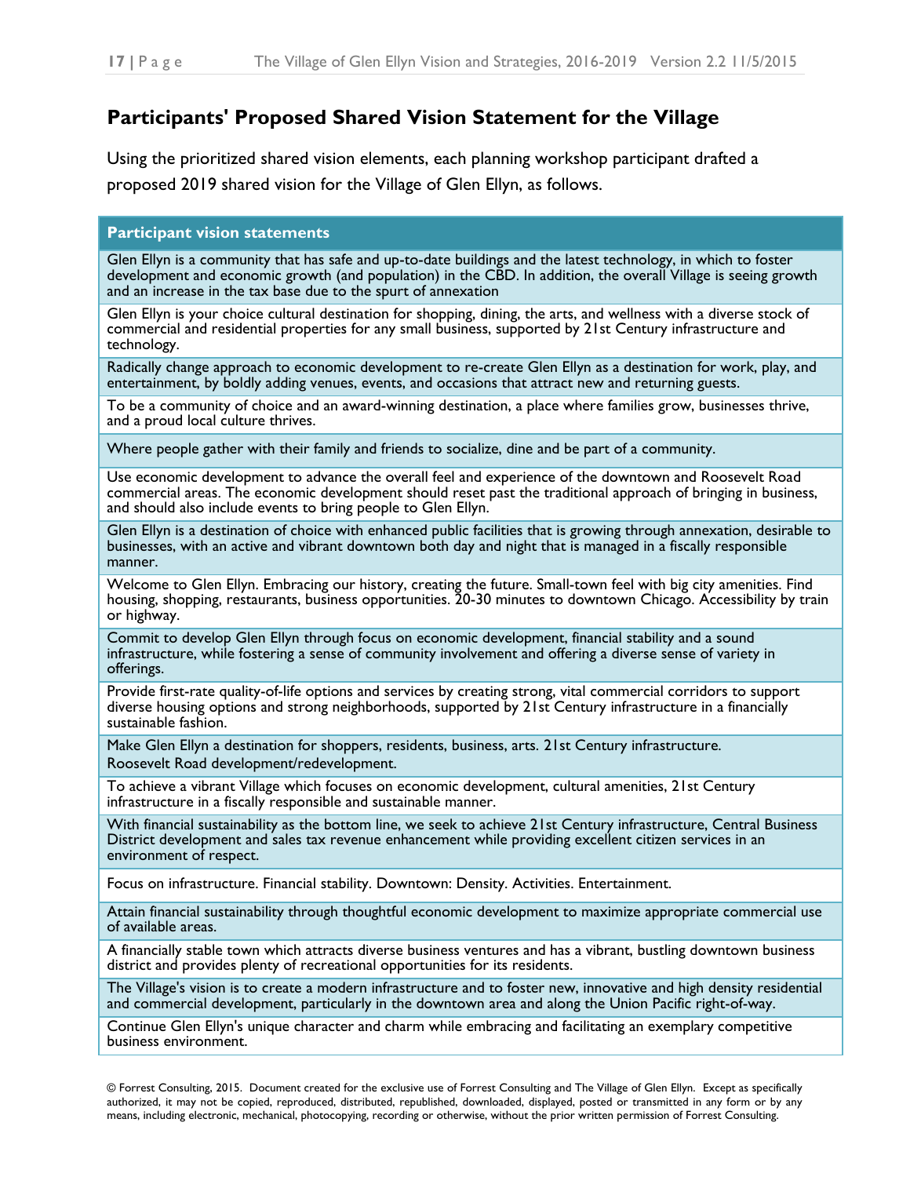## Participants' Proposed Shared Vision Statement for the Village

Using the prioritized shared vision elements, each planning workshop participant drafted a proposed 2019 shared vision for the Village of Glen Ellyn, as follows.

| Participant vision statements |
|---|
| Glen Ellyn is a community that has safe and up-to-date buildings and the latest technology, in which to foster development and economic growth (and population) in the CBD. In addition, the overall Village is seeing growth and an increase in the tax base due to the spurt of annexation |
| Glen Ellyn is your choice cultural destination for shopping, dining, the arts, and wellness with a diverse stock of commercial and residential properties for any small business, supported by 21st Century infrastructure and technology. |
| Radically change approach to economic development to re-create Glen Ellyn as a destination for work, play, and entertainment, by boldly adding venues, events, and occasions that attract new and returning guests. |
| To be a community of choice and an award-winning destination, a place where families grow, businesses thrive, and a proud local culture thrives. |
| Where people gather with their family and friends to socialize, dine and be part of a community. |
| Use economic development to advance the overall feel and experience of the downtown and Roosevelt Road commercial areas. The economic development should reset past the traditional approach of bringing in business, and should also include events to bring people to Glen Ellyn. |
| Glen Ellyn is a destination of choice with enhanced public facilities that is growing through annexation, desirable to businesses, with an active and vibrant downtown both day and night that is managed in a fiscally responsible manner. |
| Welcome to Glen Ellyn. Embracing our history, creating the future. Small-town feel with big city amenities. Find housing, shopping, restaurants, business opportunities. 20-30 minutes to downtown Chicago. Accessibility by train or highway. |
| Commit to develop Glen Ellyn through focus on economic development, financial stability and a sound infrastructure, while fostering a sense of community involvement and offering a diverse sense of variety in offerings. |
| Provide first-rate quality-of-life options and services by creating strong, vital commercial corridors to support diverse housing options and strong neighborhoods, supported by 21st Century infrastructure in a financially sustainable fashion. |
| Make Glen Ellyn a destination for shoppers, residents, business, arts. 21st Century infrastructure. Roosevelt Road development/redevelopment. |
| To achieve a vibrant Village which focuses on economic development, cultural amenities, 21st Century infrastructure in a fiscally responsible and sustainable manner. |
| With financial sustainability as the bottom line, we seek to achieve 21st Century infrastructure, Central Business District development and sales tax revenue enhancement while providing excellent citizen services in an environment of respect. |
| Focus on infrastructure. Financial stability. Downtown: Density. Activities. Entertainment. |
| Attain financial sustainability through thoughtful economic development to maximize appropriate commercial use of available areas. |
| A financially stable town which attracts diverse business ventures and has a vibrant, bustling downtown business district and provides plenty of recreational opportunities for its residents. |
| The Village's vision is to create a modern infrastructure and to foster new, innovative and high density residential and commercial development, particularly in the downtown area and along the Union Pacific right-of-way. |
| Continue Glen Ellyn's unique character and charm while embracing and facilitating an exemplary competitive business environment. |

© Forrest Consulting, 2015. Document created for the exclusive use of Forrest Consulting and The Village of Glen Ellyn. Except as specifically authorized, it may not be copied, reproduced, distributed, republished, downloaded, displayed, posted or transmitted in any form or by any means, including electronic, mechanical, photocopying, recording or otherwise, without the prior written permission of Forrest Consulting.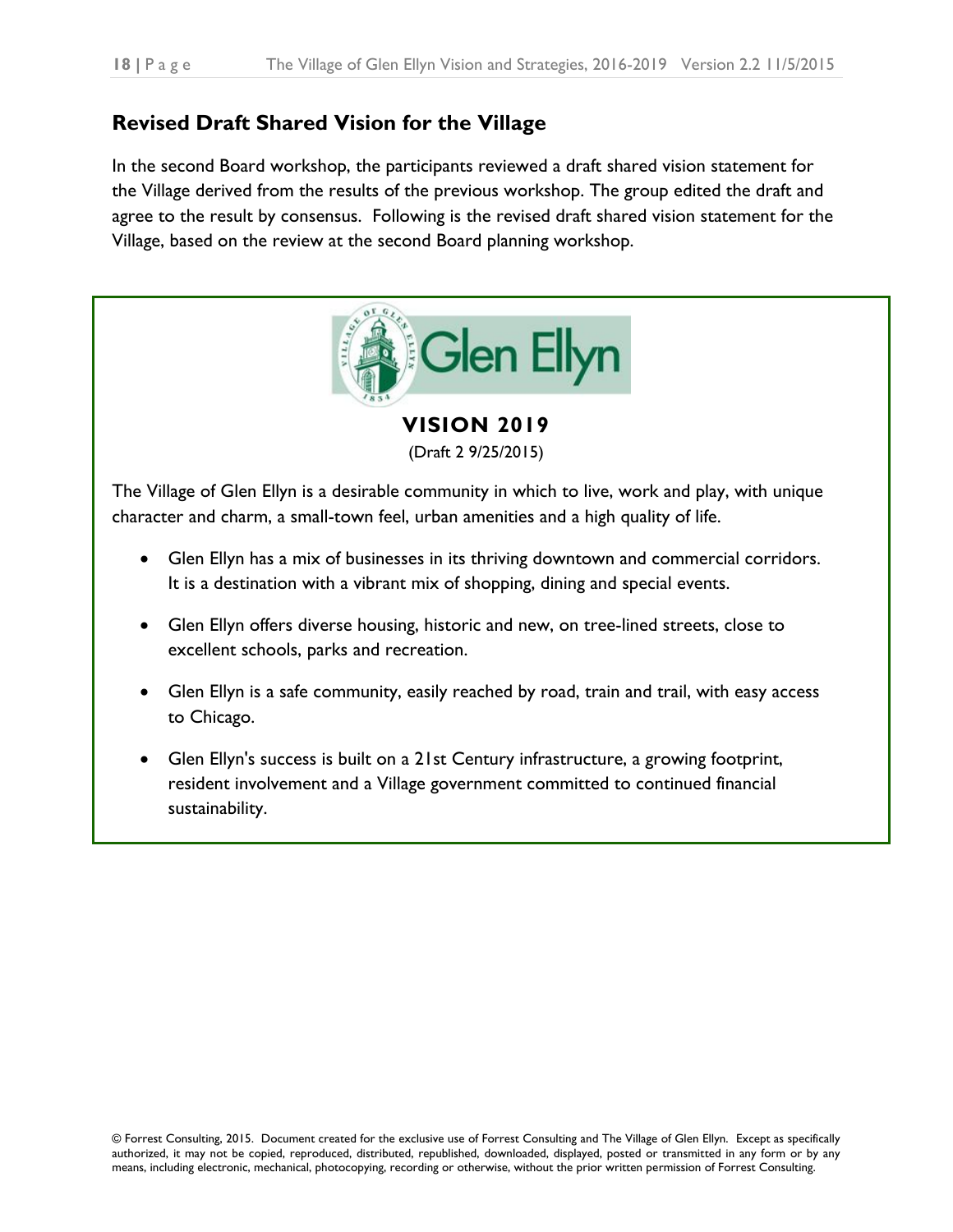## Revised Draft Shared Vision for the Village

In the second Board workshop, the participants reviewed a draft shared vision statement for the Village derived from the results of the previous workshop. The group edited the draft and agree to the result by consensus. Following is the revised draft shared vision statement for the Village, based on the review at the second Board planning workshop.

### VISION 2019

(Draft 2 9/25/2015)

The Village of Glen Ellyn is a desirable community in which to live, work and play, with unique character and charm, a small-town feel, urban amenities and a high quality of life.

- Glen Ellyn has a mix of businesses in its thriving downtown and commercial corridors. It is a destination with a vibrant mix of shopping, dining and special events.
- Glen Ellyn offers diverse housing, historic and new, on tree-lined streets, close to excellent schools, parks and recreation.
- Glen Ellyn is a safe community, easily reached by road, train and trail, with easy access to Chicago.
- Glen Ellyn's success is built on a 21st Century infrastructure, a growing footprint, resident involvement and a Village government committed to continued financial sustainability.

© Forrest Consulting, 2015. Document created for the exclusive use of Forrest Consulting and The Village of Glen Ellyn. Except as specifically authorized, it may not be copied, reproduced, distributed, republished, downloaded, displayed, posted or transmitted in any form or by any means, including electronic, mechanical, photocopying, recording or otherwise, without the prior written permission of Forrest Consulting.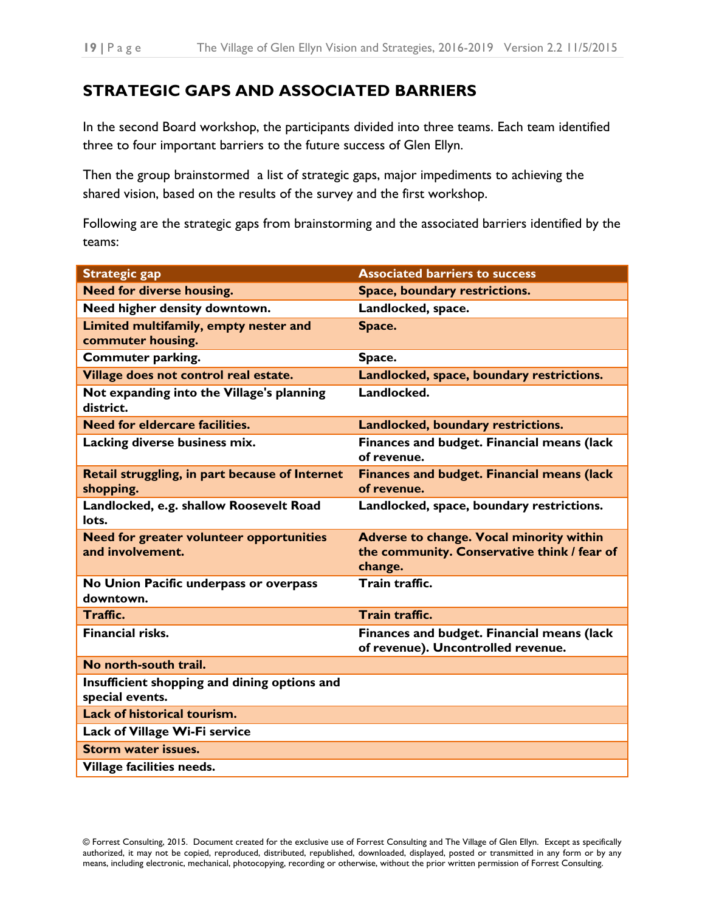## STRATEGIC GAPS AND ASSOCIATED BARRIERS

In the second Board workshop, the participants divided into three teams. Each team identified three to four important barriers to the future success of Glen Ellyn.

Then the group brainstormed  a list of strategic gaps, major impediments to achieving the shared vision, based on the results of the survey and the first workshop.

Following are the strategic gaps from brainstorming and the associated barriers identified by the teams:

| Strategic gap | Associated barriers to success |
|---|---|
| **Need for diverse housing.** | **Space, boundary restrictions.** |
| **Need higher density downtown.** | **Landlocked, space.** |
| **Limited multifamily, empty nester and commuter housing.** | **Space.** |
| **Commuter parking.** | **Space.** |
| **Village does not control real estate.** | **Landlocked, space, boundary restrictions.** |
| **Not expanding into the Village's planning district.** | **Landlocked.** |
| **Need for eldercare facilities.** | **Landlocked, boundary restrictions.** |
| **Lacking diverse business mix.** | **Finances and budget. Financial means (lack of revenue.** |
| **Retail struggling, in part because of Internet shopping.** | **Finances and budget. Financial means (lack of revenue.** |
| **Landlocked, e.g. shallow Roosevelt Road lots.** | **Landlocked, space, boundary restrictions.** |
| **Need for greater volunteer opportunities and involvement.** | **Adverse to change. Vocal minority within the community. Conservative think / fear of change.** |
| **No Union Pacific underpass or overpass downtown.** | **Train traffic.** |
| **Traffic.** | **Train traffic.** |
| **Financial risks.** | **Finances and budget. Financial means (lack of revenue). Uncontrolled revenue.** |
| **No north-south trail.** | |
| **Insufficient shopping and dining options and special events.** | |
| **Lack of historical tourism.** | |
| **Lack of Village Wi-Fi service** | |
| **Storm water issues.** | |
| **Village facilities needs.** | |

© Forrest Consulting, 2015. Document created for the exclusive use of Forrest Consulting and The Village of Glen Ellyn. Except as specifically authorized, it may not be copied, reproduced, distributed, republished, downloaded, displayed, posted or transmitted in any form or by any means, including electronic, mechanical, photocopying, recording or otherwise, without the prior written permission of Forrest Consulting.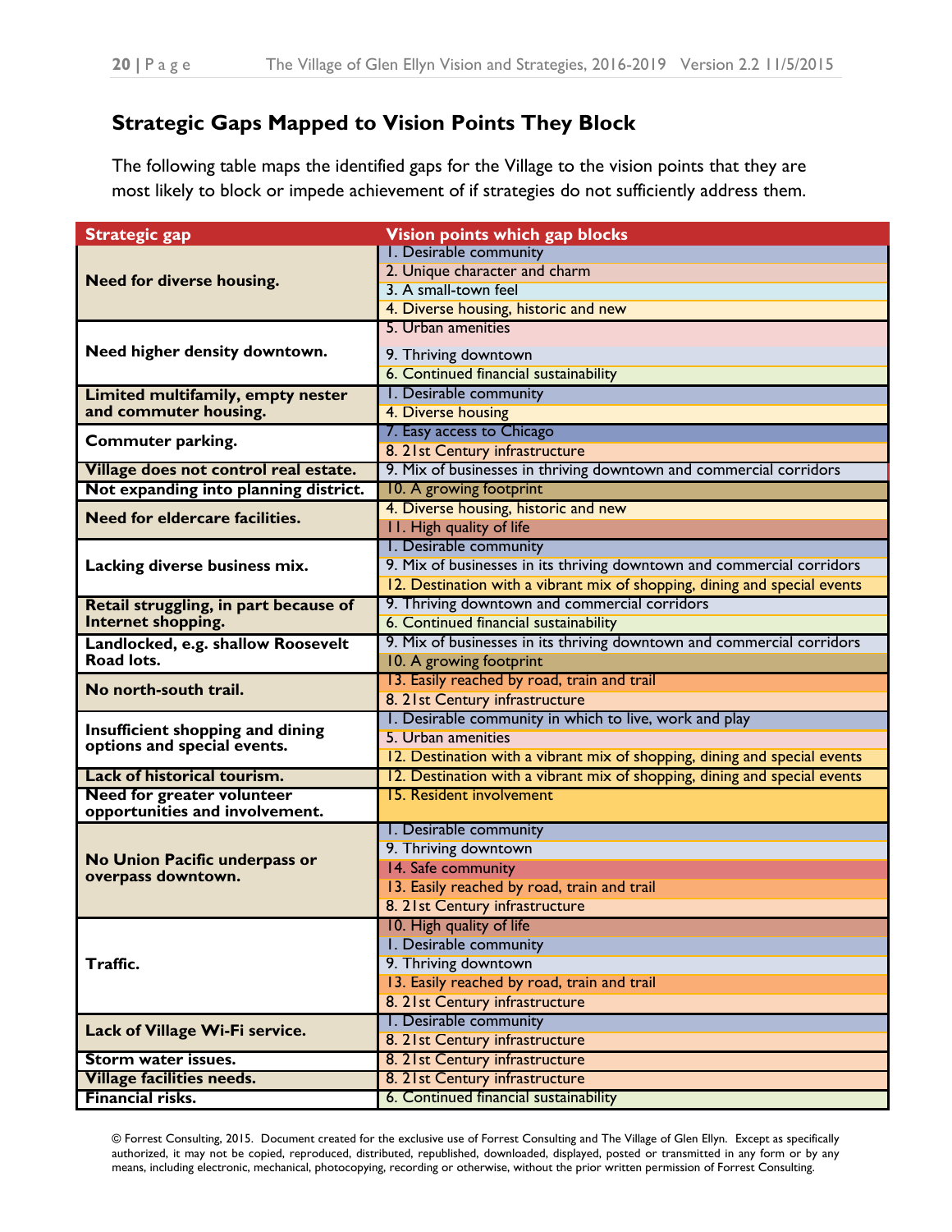## Strategic Gaps Mapped to Vision Points They Block

The following table maps the identified gaps for the Village to the vision points that they are most likely to block or impede achievement of if strategies do not sufficiently address them.

| Strategic gap | Vision points which gap blocks |
|---|---|
| **Need for diverse housing.** | 1. Desirable community |
| | 2. Unique character and charm |
| | 3. A small-town feel |
| | 4. Diverse housing, historic and new |
| **Need higher density downtown.** | 5. Urban amenities |
| | 9. Thriving downtown |
| | 6. Continued financial sustainability |
| **Limited multifamily, empty nester and commuter housing.** | 1. Desirable community |
| | 4. Diverse housing |
| **Commuter parking.** | 7. Easy access to Chicago |
| | 8. 21st Century infrastructure |
| **Village does not control real estate.** | 9. Mix of businesses in thriving downtown and commercial corridors |
| **Not expanding into planning district.** | 10. A growing footprint |
| **Need for eldercare facilities.** | 4. Diverse housing, historic and new |
| | 11. High quality of life |
| **Lacking diverse business mix.** | 1. Desirable community |
| | 9. Mix of businesses in its thriving downtown and commercial corridors |
| | 12. Destination with a vibrant mix of shopping, dining and special events |
| **Retail struggling, in part because of Internet shopping.** | 9. Thriving downtown and commercial corridors |
| | 6. Continued financial sustainability |
| **Landlocked, e.g. shallow Roosevelt Road lots.** | 9. Mix of businesses in its thriving downtown and commercial corridors |
| | 10. A growing footprint |
| **No north-south trail.** | 13. Easily reached by road, train and trail |
| | 8. 21st Century infrastructure |
| **Insufficient shopping and dining options and special events.** | 1. Desirable community in which to live, work and play |
| | 5. Urban amenities |
| | 12. Destination with a vibrant mix of shopping, dining and special events |
| **Lack of historical tourism.** | 12. Destination with a vibrant mix of shopping, dining and special events |
| **Need for greater volunteer opportunities and involvement.** | 15. Resident involvement |
| **No Union Pacific underpass or overpass downtown.** | 1. Desirable community |
| | 9. Thriving downtown |
| | 14. Safe community |
| | 13. Easily reached by road, train and trail |
| | 8. 21st Century infrastructure |
| **Traffic.** | 10. High quality of life |
| | 1. Desirable community |
| | 9. Thriving downtown |
| | 13. Easily reached by road, train and trail |
| | 8. 21st Century infrastructure |
| **Lack of Village Wi-Fi service.** | 1. Desirable community |
| | 8. 21st Century infrastructure |
| **Storm water issues.** | 8. 21st Century infrastructure |
| **Village facilities needs.** | 8. 21st Century infrastructure |
| **Financial risks.** | 6. Continued financial sustainability |

© Forrest Consulting, 2015. Document created for the exclusive use of Forrest Consulting and The Village of Glen Ellyn. Except as specifically authorized, it may not be copied, reproduced, distributed, republished, downloaded, displayed, posted or transmitted in any form or by any means, including electronic, mechanical, photocopying, recording or otherwise, without the prior written permission of Forrest Consulting.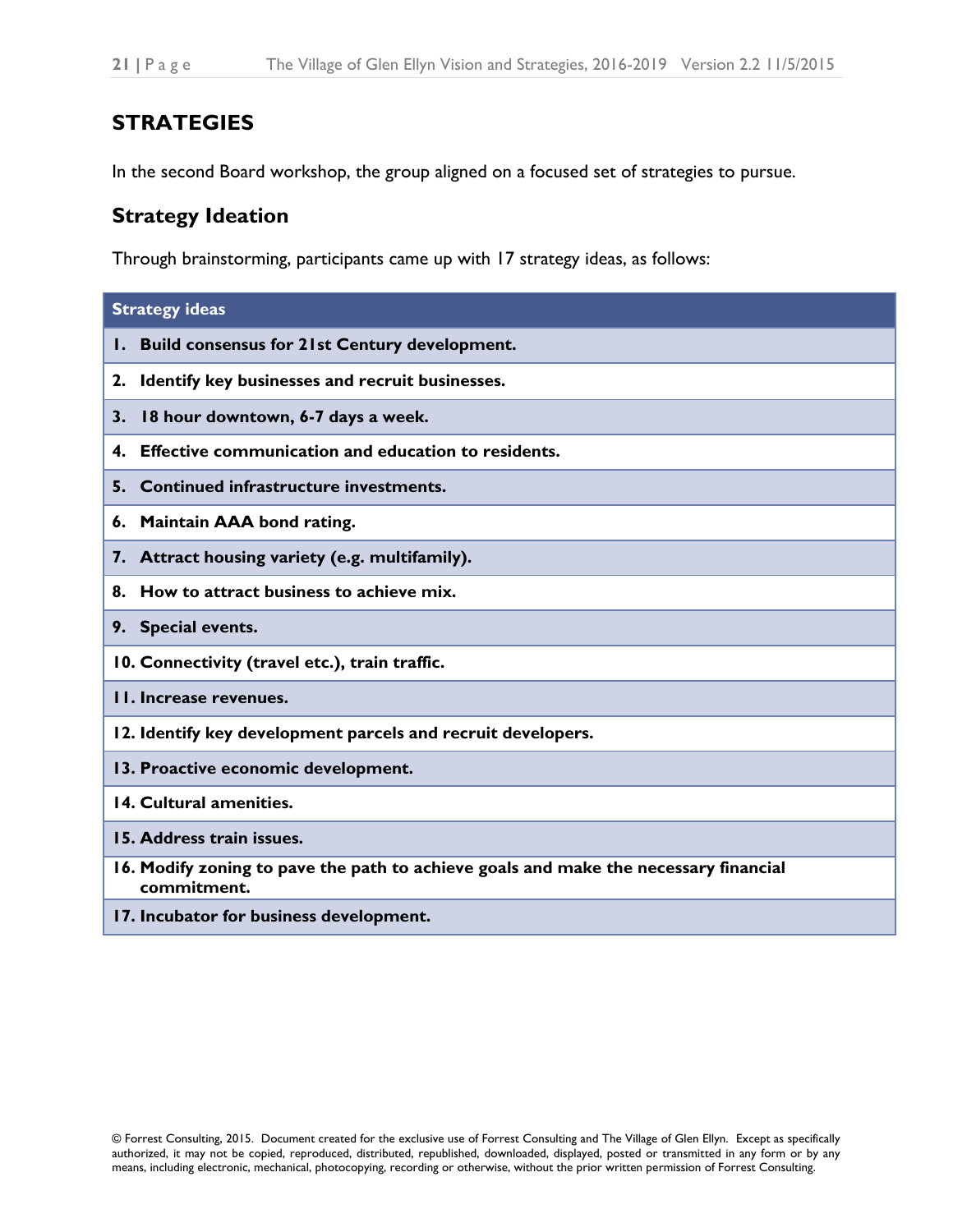## STRATEGIES

In the second Board workshop, the group aligned on a focused set of strategies to pursue.

### Strategy Ideation

Through brainstorming, participants came up with 17 strategy ideas, as follows:

| Strategy ideas |
|---|
| **1. Build consensus for 21st Century development.** |
| **2. Identify key businesses and recruit businesses.** |
| **3. 18 hour downtown, 6-7 days a week.** |
| **4. Effective communication and education to residents.** |
| **5. Continued infrastructure investments.** |
| **6. Maintain AAA bond rating.** |
| **7. Attract housing variety (e.g. multifamily).** |
| **8. How to attract business to achieve mix.** |
| **9. Special events.** |
| **10. Connectivity (travel etc.), train traffic.** |
| **11. Increase revenues.** |
| **12. Identify key development parcels and recruit developers.** |
| **13. Proactive economic development.** |
| **14. Cultural amenities.** |
| **15. Address train issues.** |
| **16. Modify zoning to pave the path to achieve goals and make the necessary financial commitment.** |
| **17. Incubator for business development.** |

© Forrest Consulting, 2015. Document created for the exclusive use of Forrest Consulting and The Village of Glen Ellyn. Except as specifically authorized, it may not be copied, reproduced, distributed, republished, downloaded, displayed, posted or transmitted in any form or by any means, including electronic, mechanical, photocopying, recording or otherwise, without the prior written permission of Forrest Consulting.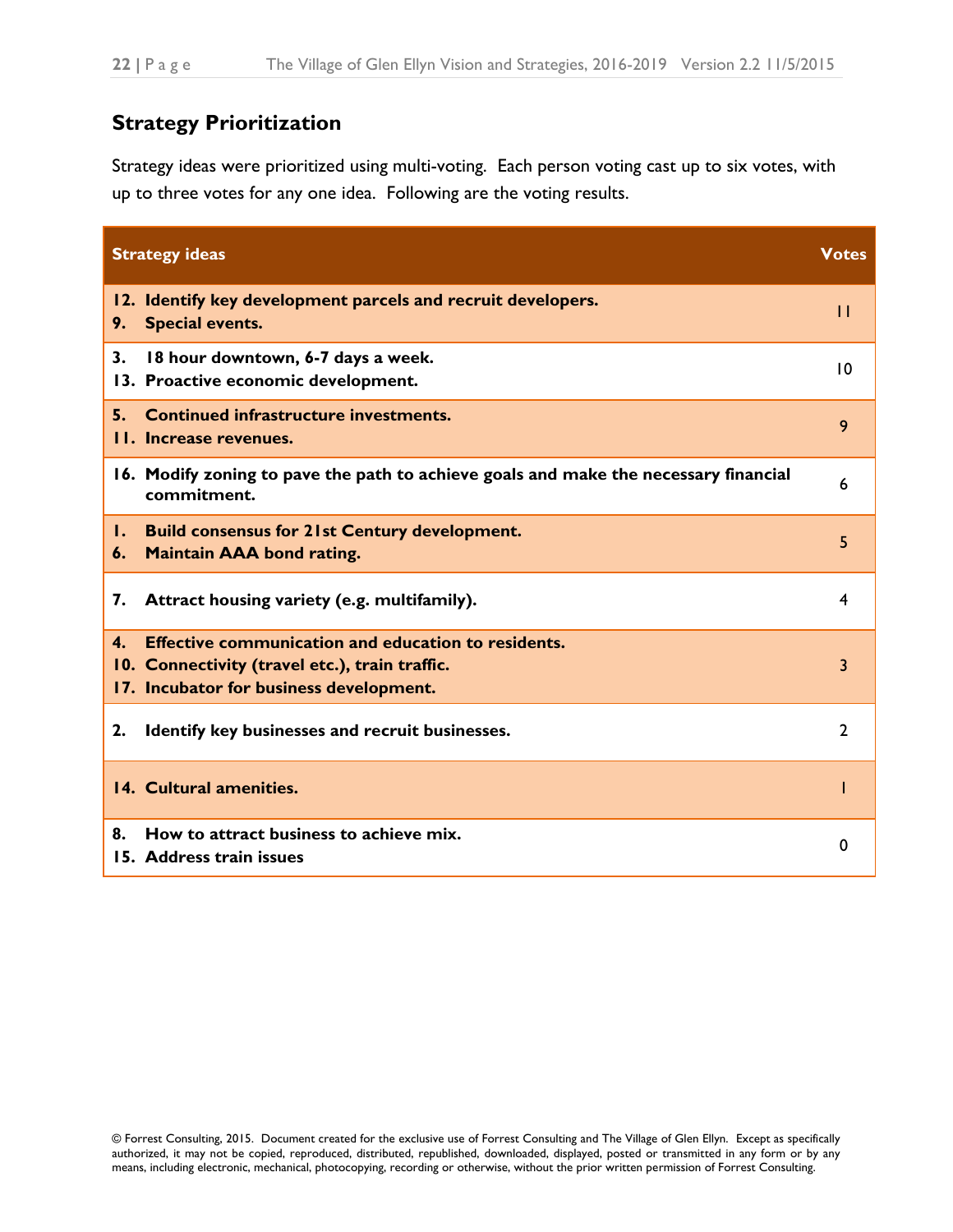## Strategy Prioritization

Strategy ideas were prioritized using multi-voting. Each person voting cast up to six votes, with up to three votes for any one idea. Following are the voting results.

| Strategy ideas | Votes |
| --- | --- |
| **12. Identify key development parcels and recruit developers.**<br>**9. Special events.** | 11 |
| **3. 18 hour downtown, 6-7 days a week.**<br>**13. Proactive economic development.** | 10 |
| **5. Continued infrastructure investments.**<br>**11. Increase revenues.** | 9 |
| **16. Modify zoning to pave the path to achieve goals and make the necessary financial commitment.** | 6 |
| **1. Build consensus for 21st Century development.**<br>**6. Maintain AAA bond rating.** | 5 |
| **7. Attract housing variety (e.g. multifamily).** | 4 |
| **4. Effective communication and education to residents.**<br>**10. Connectivity (travel etc.), train traffic.**<br>**17. Incubator for business development.** | 3 |
| **2. Identify key businesses and recruit businesses.** | 2 |
| **14. Cultural amenities.** | 1 |
| **8. How to attract business to achieve mix.**<br>**15. Address train issues** | 0 |

© Forrest Consulting, 2015. Document created for the exclusive use of Forrest Consulting and The Village of Glen Ellyn. Except as specifically authorized, it may not be copied, reproduced, distributed, republished, downloaded, displayed, posted or transmitted in any form or by any means, including electronic, mechanical, photocopying, recording or otherwise, without the prior written permission of Forrest Consulting.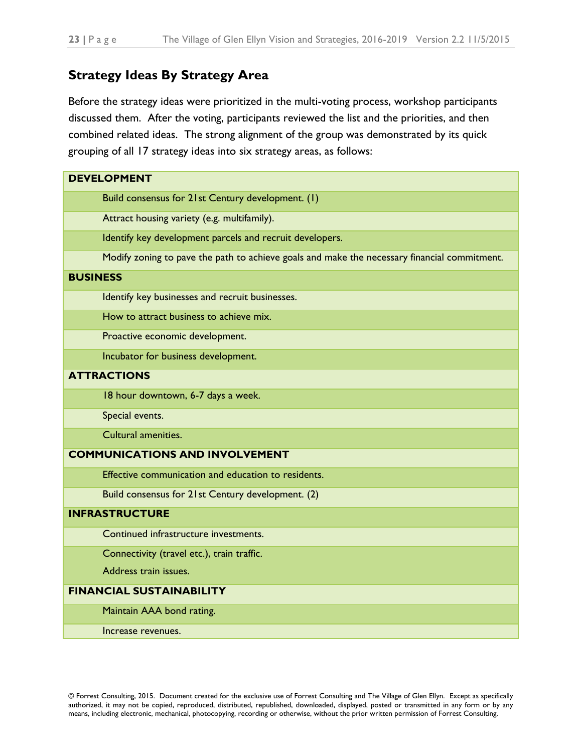## Strategy Ideas By Strategy Area

Before the strategy ideas were prioritized in the multi-voting process, workshop participants discussed them. After the voting, participants reviewed the list and the priorities, and then combined related ideas. The strong alignment of the group was demonstrated by its quick grouping of all 17 strategy ideas into six strategy areas, as follows:

| | |
|---|---|
| **DEVELOPMENT** | |
| | Build consensus for 21st Century development. (1) |
| | Attract housing variety (e.g. multifamily). |
| | Identify key development parcels and recruit developers. |
| | Modify zoning to pave the path to achieve goals and make the necessary financial commitment. |
| **BUSINESS** | |
| | Identify key businesses and recruit businesses. |
| | How to attract business to achieve mix. |
| | Proactive economic development. |
| | Incubator for business development. |
| **ATTRACTIONS** | |
| | 18 hour downtown, 6-7 days a week. |
| | Special events. |
| | Cultural amenities. |
| **COMMUNICATIONS AND INVOLVEMENT** | |
| | Effective communication and education to residents. |
| | Build consensus for 21st Century development. (2) |
| **INFRASTRUCTURE** | |
| | Continued infrastructure investments. |
| | Connectivity (travel etc.), train traffic.<br>Address train issues. |
| **FINANCIAL SUSTAINABILITY** | |
| | Maintain AAA bond rating. |
| | Increase revenues. |

© Forrest Consulting, 2015. Document created for the exclusive use of Forrest Consulting and The Village of Glen Ellyn. Except as specifically authorized, it may not be copied, reproduced, distributed, republished, downloaded, displayed, posted or transmitted in any form or by any means, including electronic, mechanical, photocopying, recording or otherwise, without the prior written permission of Forrest Consulting.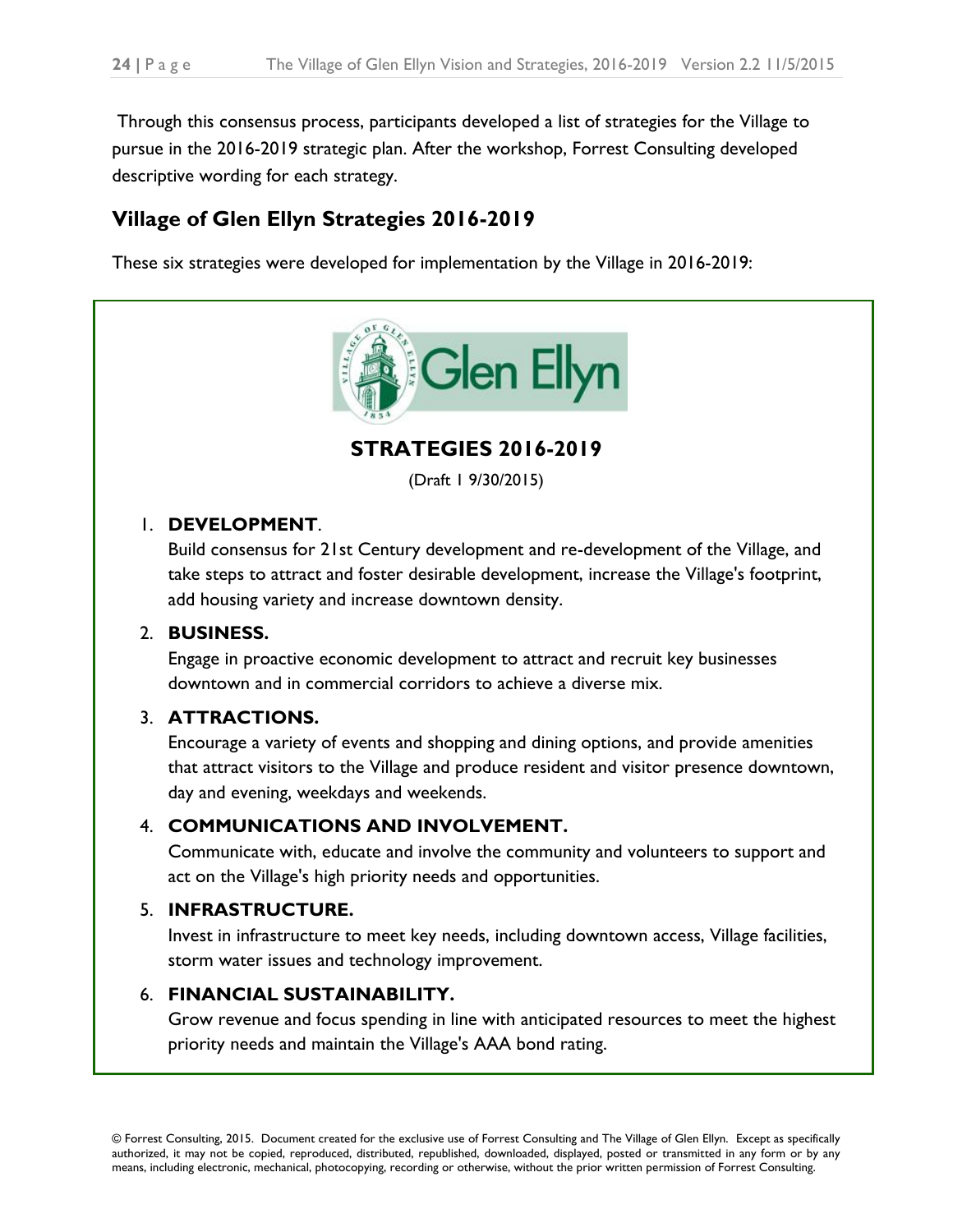Through this consensus process, participants developed a list of strategies for the Village to pursue in the 2016-2019 strategic plan. After the workshop, Forrest Consulting developed descriptive wording for each strategy.

## Village of Glen Ellyn Strategies 2016-2019

These six strategies were developed for implementation by the Village in 2016-2019:

Glen Ellyn

### STRATEGIES 2016-2019

(Draft 1 9/30/2015)

1. **DEVELOPMENT**.
   Build consensus for 21st Century development and re-development of the Village, and take steps to attract and foster desirable development, increase the Village's footprint, add housing variety and increase downtown density.

2. **BUSINESS.**
   Engage in proactive economic development to attract and recruit key businesses downtown and in commercial corridors to achieve a diverse mix.

3. **ATTRACTIONS.**
   Encourage a variety of events and shopping and dining options, and provide amenities that attract visitors to the Village and produce resident and visitor presence downtown, day and evening, weekdays and weekends.

4. **COMMUNICATIONS AND INVOLVEMENT.**
   Communicate with, educate and involve the community and volunteers to support and act on the Village's high priority needs and opportunities.

5. **INFRASTRUCTURE.**
   Invest in infrastructure to meet key needs, including downtown access, Village facilities, storm water issues and technology improvement.

6. **FINANCIAL SUSTAINABILITY.**
   Grow revenue and focus spending in line with anticipated resources to meet the highest priority needs and maintain the Village's AAA bond rating.

© Forrest Consulting, 2015. Document created for the exclusive use of Forrest Consulting and The Village of Glen Ellyn. Except as specifically authorized, it may not be copied, reproduced, distributed, republished, downloaded, displayed, posted or transmitted in any form or by any means, including electronic, mechanical, photocopying, recording or otherwise, without the prior written permission of Forrest Consulting.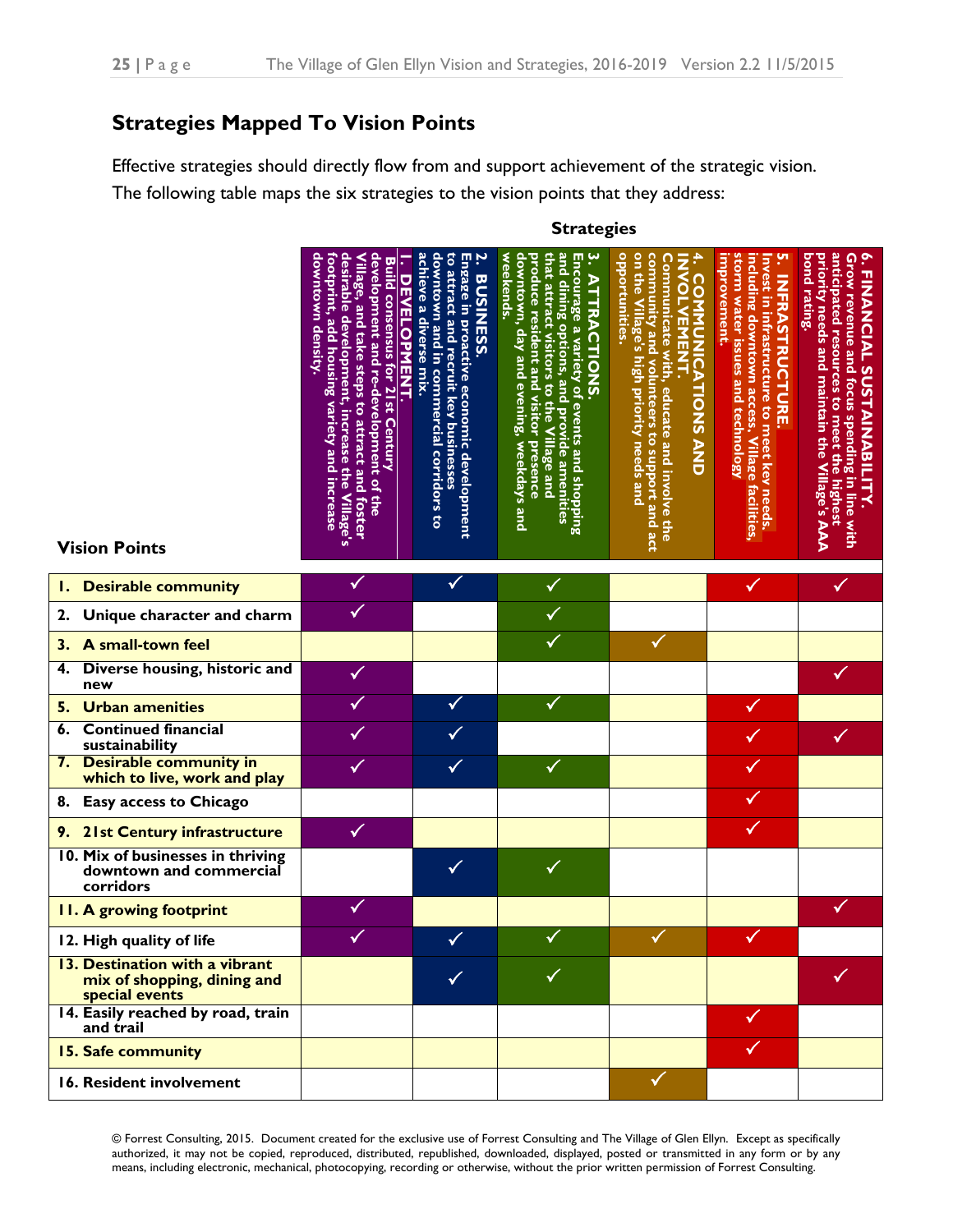## Strategies Mapped To Vision Points

Effective strategies should directly flow from and support achievement of the strategic vision. The following table maps the six strategies to the vision points that they address:

**Strategies**

| Vision Points | 1. DEVELOPMENT. Build consensus for 21st Century development and re-development of the Village, and take steps to attract and foster desirable development, increase the Village's footprint, add housing variety and increase downtown density. | 2. BUSINESS. Engage in proactive economic development to attract and recruit key businesses downtown and in commercial corridors to achieve a diverse mix. | 3. ATTRACTIONS. Encourage a variety of events and shopping and dining options, and provide amenities that attract visitors to the Village and produce resident and visitor presence downtown, day and evening, weekdays and weekends. | 4. COMMUNICATIONS AND INVOLVEMENT. Communicate with, educate and involve the community and volunteers to support and act on the Village's high priority needs and opportunities. | 5. INFRASTRUCTURE. Invest in infrastructure to meet key needs, including downtown access, Village facilities, storm water issues and technology improvement. | 6. FINANCIAL SUSTAINABILITY. Grow revenue and focus spending in line with anticipated resources to meet the highest priority needs and maintain the Village's AAA bond rating. |
|---|---|---|---|---|---|---|
| 1. Desirable community | ✓ | ✓ | ✓ | | ✓ | ✓ |
| 2. Unique character and charm | ✓ | | ✓ | | | |
| 3. A small-town feel | | | ✓ | ✓ | | |
| 4. Diverse housing, historic and new | ✓ | | | | | ✓ |
| 5. Urban amenities | ✓ | ✓ | ✓ | | ✓ | |
| 6. Continued financial sustainability | ✓ | ✓ | | | ✓ | ✓ |
| 7. Desirable community in which to live, work and play | ✓ | ✓ | ✓ | | ✓ | |
| 8. Easy access to Chicago | | | | | ✓ | |
| 9. 21st Century infrastructure | ✓ | | | | ✓ | |
| 10. Mix of businesses in thriving downtown and commercial corridors | | ✓ | ✓ | | | |
| 11. A growing footprint | ✓ | | | | | ✓ |
| 12. High quality of life | ✓ | ✓ | ✓ | ✓ | ✓ | |
| 13. Destination with a vibrant mix of shopping, dining and special events | | ✓ | ✓ | | | ✓ |
| 14. Easily reached by road, train and trail | | | | | ✓ | |
| 15. Safe community | | | | | ✓ | |
| 16. Resident involvement | | | | ✓ | | |

© Forrest Consulting, 2015. Document created for the exclusive use of Forrest Consulting and The Village of Glen Ellyn. Except as specifically authorized, it may not be copied, reproduced, distributed, republished, downloaded, displayed, posted or transmitted in any form or by any means, including electronic, mechanical, photocopying, recording or otherwise, without the prior written permission of Forrest Consulting.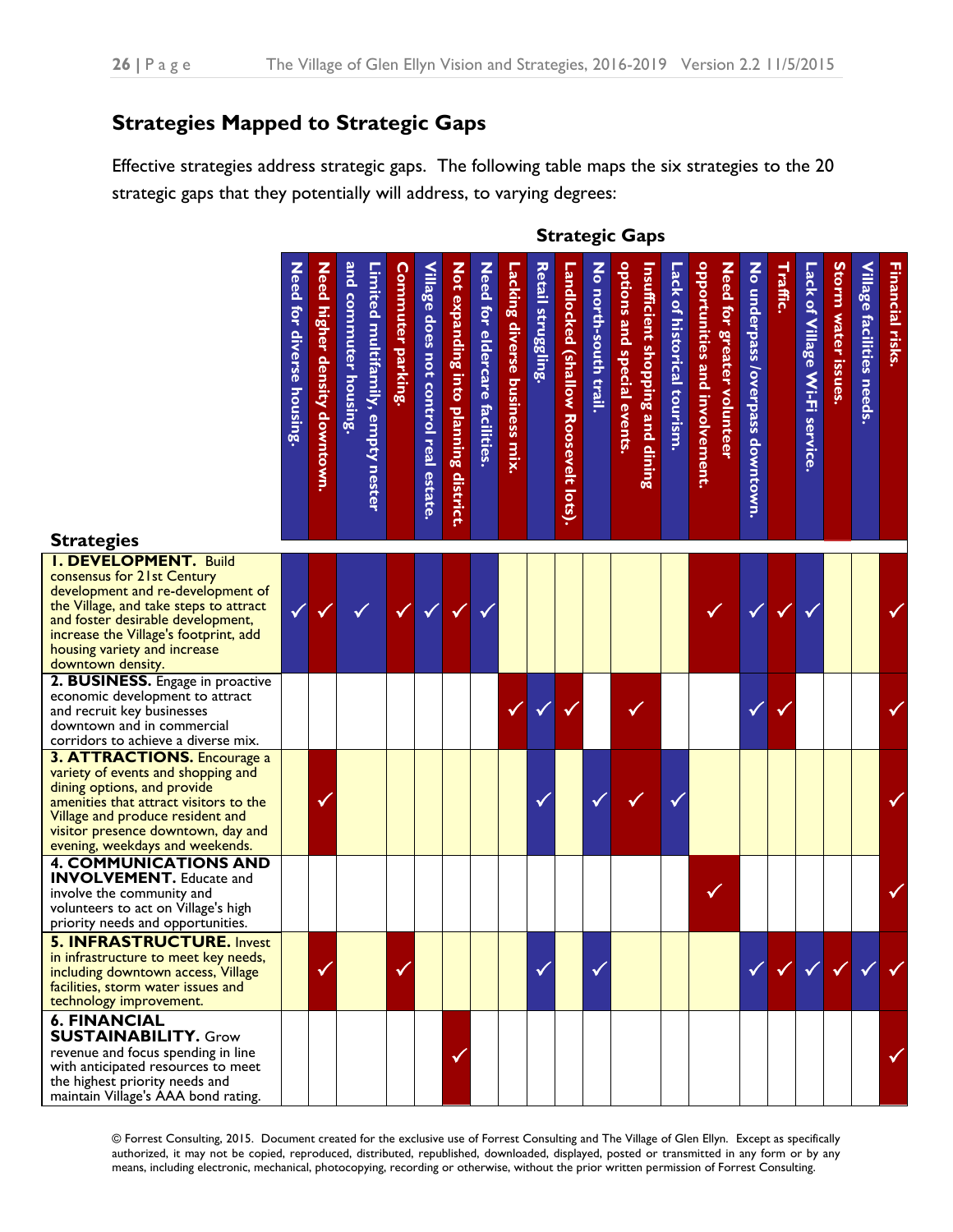## Strategies Mapped to Strategic Gaps

Effective strategies address strategic gaps. The following table maps the six strategies to the 20 strategic gaps that they potentially will address, to varying degrees:

**Strategic Gaps**

| Strategies | Need for diverse housing. | Need higher density downtown. | Limited multifamily, empty nester and commuter housing. | Commuter parking. | Village does not control real estate. | Not expanding into planning district. | Need for eldercare facilities. | Lacking diverse business mix. | Retail struggling. | Landlocked (shallow Roosevelt lots). | No north-south trail. | Insufficient shopping and dining options and special events. | Lack of historical tourism. | Need for greater volunteer opportunities and involvement. | No underpass /overpass downtown. | Traffic. | Lack of Village Wi-Fi service. | Storm water issues. | Village facilities needs. | Financial risks. |
|---|---|---|---|---|---|---|---|---|---|---|---|---|---|---|---|---|---|---|---|---|
| **1. DEVELOPMENT.** Build consensus for 21st Century development and re-development of the Village, and take steps to attract and foster desirable development, increase the Village's footprint, add housing variety and increase downtown density. | ✓ | ✓ | ✓ | ✓ | ✓ | ✓ | ✓ | | | | | | | ✓ | ✓ | ✓ | ✓ | | | ✓ |
| **2. BUSINESS.** Engage in proactive economic development to attract and recruit key businesses downtown and in commercial corridors to achieve a diverse mix. | | | | | | | | ✓ | ✓ | ✓ | | ✓ | | | ✓ | ✓ | | | | ✓ |
| **3. ATTRACTIONS.** Encourage a variety of events and shopping and dining options, and provide amenities that attract visitors to the Village and produce resident and visitor presence downtown, day and evening, weekdays and weekends. | | ✓ | | | | | | | ✓ | | ✓ | ✓ | ✓ | | | | | | | ✓ |
| **4. COMMUNICATIONS AND INVOLVEMENT.** Educate and involve the community and volunteers to act on Village's high priority needs and opportunities. | | | | | | | | | | | | | | ✓ | | | | | | ✓ |
| **5. INFRASTRUCTURE.** Invest in infrastructure to meet key needs, including downtown access, Village facilities, storm water issues and technology improvement. | | ✓ | | ✓ | | | | | ✓ | | ✓ | | | | ✓ | ✓ | ✓ | ✓ | ✓ | ✓ |
| **6. FINANCIAL SUSTAINABILITY.** Grow revenue and focus spending in line with anticipated resources to meet the highest priority needs and maintain Village's AAA bond rating. | | | | | | ✓ | | | | | | | | | | | | | | ✓ |

© Forrest Consulting, 2015. Document created for the exclusive use of Forrest Consulting and The Village of Glen Ellyn. Except as specifically authorized, it may not be copied, reproduced, distributed, republished, downloaded, displayed, posted or transmitted in any form or by any means, including electronic, mechanical, photocopying, recording or otherwise, without the prior written permission of Forrest Consulting.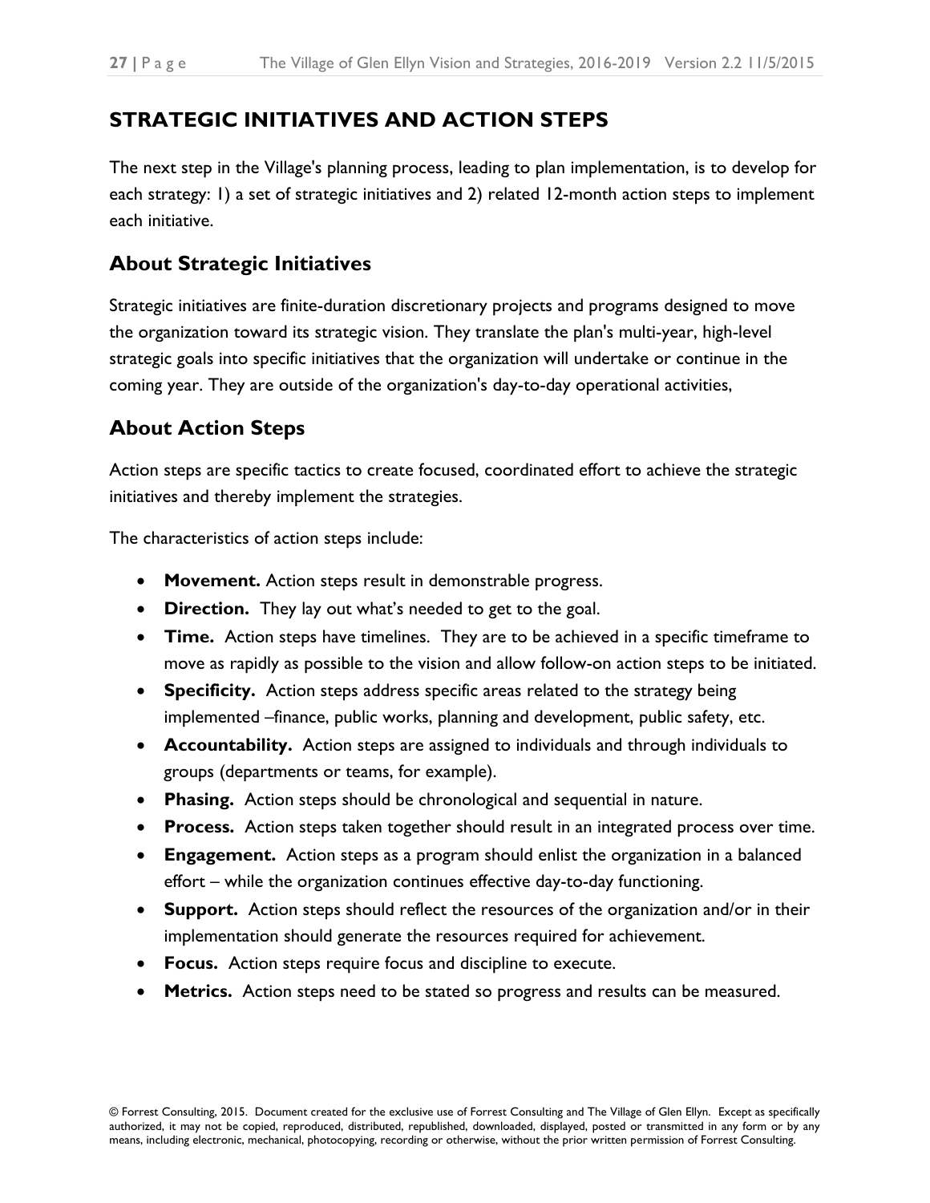## STRATEGIC INITIATIVES AND ACTION STEPS

The next step in the Village's planning process, leading to plan implementation, is to develop for each strategy: 1) a set of strategic initiatives and 2) related 12-month action steps to implement each initiative.

### About Strategic Initiatives

Strategic initiatives are finite-duration discretionary projects and programs designed to move the organization toward its strategic vision. They translate the plan's multi-year, high-level strategic goals into specific initiatives that the organization will undertake or continue in the coming year. They are outside of the organization's day-to-day operational activities,

### About Action Steps

Action steps are specific tactics to create focused, coordinated effort to achieve the strategic initiatives and thereby implement the strategies.

The characteristics of action steps include:

- **Movement.** Action steps result in demonstrable progress.
- **Direction.** They lay out what's needed to get to the goal.
- **Time.** Action steps have timelines. They are to be achieved in a specific timeframe to move as rapidly as possible to the vision and allow follow-on action steps to be initiated.
- **Specificity.** Action steps address specific areas related to the strategy being implemented –finance, public works, planning and development, public safety, etc.
- **Accountability.** Action steps are assigned to individuals and through individuals to groups (departments or teams, for example).
- **Phasing.** Action steps should be chronological and sequential in nature.
- **Process.** Action steps taken together should result in an integrated process over time.
- **Engagement.** Action steps as a program should enlist the organization in a balanced effort – while the organization continues effective day-to-day functioning.
- **Support.** Action steps should reflect the resources of the organization and/or in their implementation should generate the resources required for achievement.
- **Focus.** Action steps require focus and discipline to execute.
- **Metrics.** Action steps need to be stated so progress and results can be measured.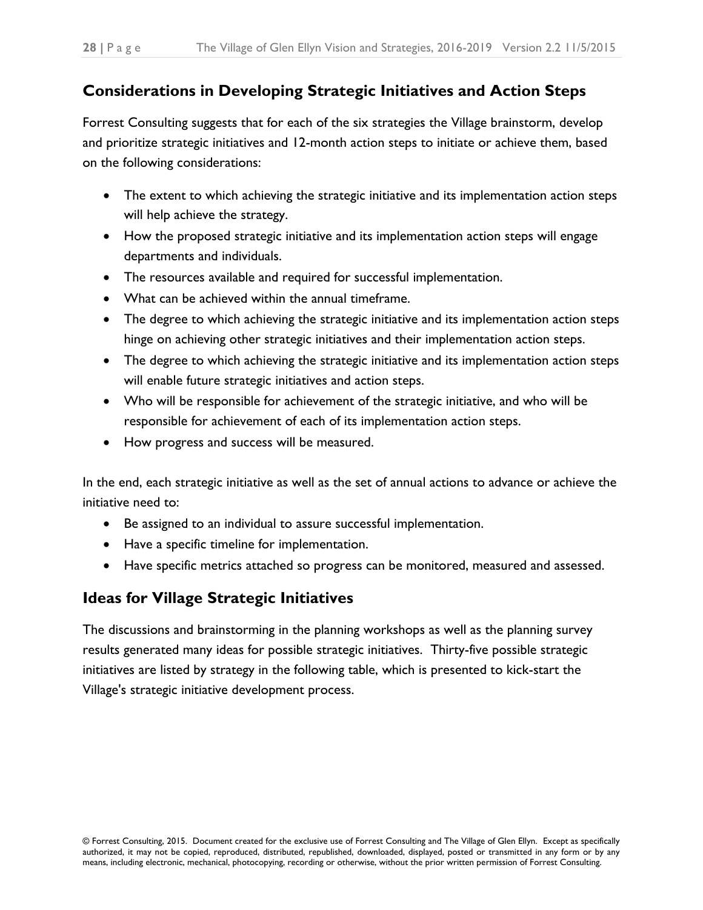## Considerations in Developing Strategic Initiatives and Action Steps

Forrest Consulting suggests that for each of the six strategies the Village brainstorm, develop and prioritize strategic initiatives and 12-month action steps to initiate or achieve them, based on the following considerations:

- The extent to which achieving the strategic initiative and its implementation action steps will help achieve the strategy.
- How the proposed strategic initiative and its implementation action steps will engage departments and individuals.
- The resources available and required for successful implementation.
- What can be achieved within the annual timeframe.
- The degree to which achieving the strategic initiative and its implementation action steps hinge on achieving other strategic initiatives and their implementation action steps.
- The degree to which achieving the strategic initiative and its implementation action steps will enable future strategic initiatives and action steps.
- Who will be responsible for achievement of the strategic initiative, and who will be responsible for achievement of each of its implementation action steps.
- How progress and success will be measured.

In the end, each strategic initiative as well as the set of annual actions to advance or achieve the initiative need to:

- Be assigned to an individual to assure successful implementation.
- Have a specific timeline for implementation.
- Have specific metrics attached so progress can be monitored, measured and assessed.

## Ideas for Village Strategic Initiatives

The discussions and brainstorming in the planning workshops as well as the planning survey results generated many ideas for possible strategic initiatives. Thirty-five possible strategic initiatives are listed by strategy in the following table, which is presented to kick-start the Village's strategic initiative development process.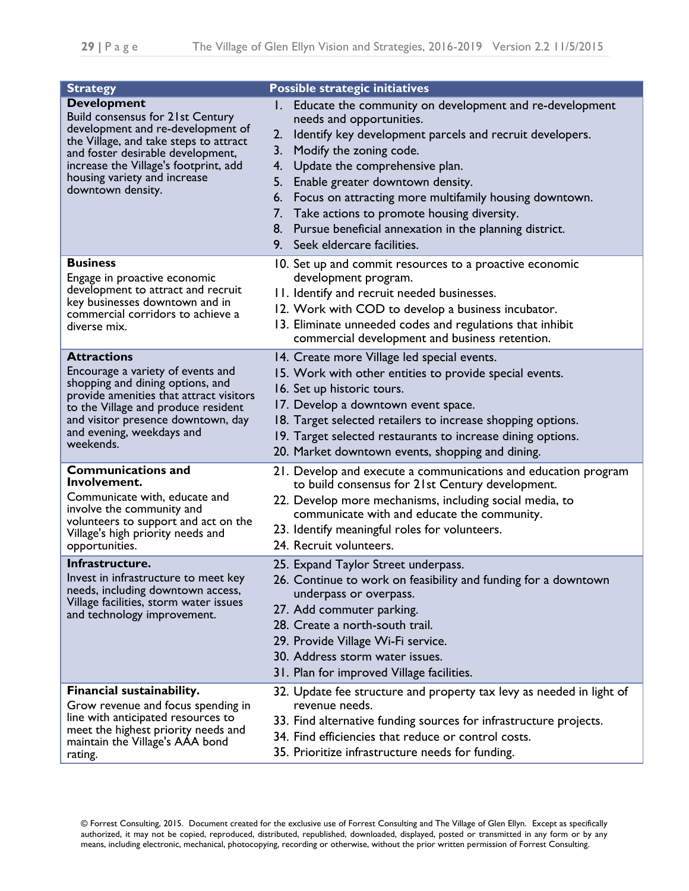| Strategy | Possible strategic initiatives |
|---|---|
| **Development**<br>Build consensus for 21st Century development and re-development of the Village, and take steps to attract and foster desirable development, increase the Village's footprint, add housing variety and increase downtown density. | 1. Educate the community on development and re-development needs and opportunities.<br>2. Identify key development parcels and recruit developers.<br>3. Modify the zoning code.<br>4. Update the comprehensive plan.<br>5. Enable greater downtown density.<br>6. Focus on attracting more multifamily housing downtown.<br>7. Take actions to promote housing diversity.<br>8. Pursue beneficial annexation in the planning district.<br>9. Seek eldercare facilities. |
| **Business**<br>Engage in proactive economic development to attract and recruit key businesses downtown and in commercial corridors to achieve a diverse mix. | 10. Set up and commit resources to a proactive economic development program.<br>11. Identify and recruit needed businesses.<br>12. Work with COD to develop a business incubator.<br>13. Eliminate unneeded codes and regulations that inhibit commercial development and business retention. |
| **Attractions**<br>Encourage a variety of events and shopping and dining options, and provide amenities that attract visitors to the Village and produce resident and visitor presence downtown, day and evening, weekdays and weekends. | 14. Create more Village led special events.<br>15. Work with other entities to provide special events.<br>16. Set up historic tours.<br>17. Develop a downtown event space.<br>18. Target selected retailers to increase shopping options.<br>19. Target selected restaurants to increase dining options.<br>20. Market downtown events, shopping and dining. |
| **Communications and Involvement.**<br>Communicate with, educate and involve the community and volunteers to support and act on the Village's high priority needs and opportunities. | 21. Develop and execute a communications and education program to build consensus for 21st Century development.<br>22. Develop more mechanisms, including social media, to communicate with and educate the community.<br>23. Identify meaningful roles for volunteers.<br>24. Recruit volunteers. |
| **Infrastructure.**<br>Invest in infrastructure to meet key needs, including downtown access, Village facilities, storm water issues and technology improvement. | 25. Expand Taylor Street underpass.<br>26. Continue to work on feasibility and funding for a downtown underpass or overpass.<br>27. Add commuter parking.<br>28. Create a north-south trail.<br>29. Provide Village Wi-Fi service.<br>30. Address storm water issues.<br>31. Plan for improved Village facilities. |
| **Financial sustainability.**<br>Grow revenue and focus spending in line with anticipated resources to meet the highest priority needs and maintain the Village's AAA bond rating. | 32. Update fee structure and property tax levy as needed in light of revenue needs.<br>33. Find alternative funding sources for infrastructure projects.<br>34. Find efficiencies that reduce or control costs.<br>35. Prioritize infrastructure needs for funding. |

© Forrest Consulting, 2015. Document created for the exclusive use of Forrest Consulting and The Village of Glen Ellyn. Except as specifically authorized, it may not be copied, reproduced, distributed, republished, downloaded, displayed, posted or transmitted in any form or by any means, including electronic, mechanical, photocopying, recording or otherwise, without the prior written permission of Forrest Consulting.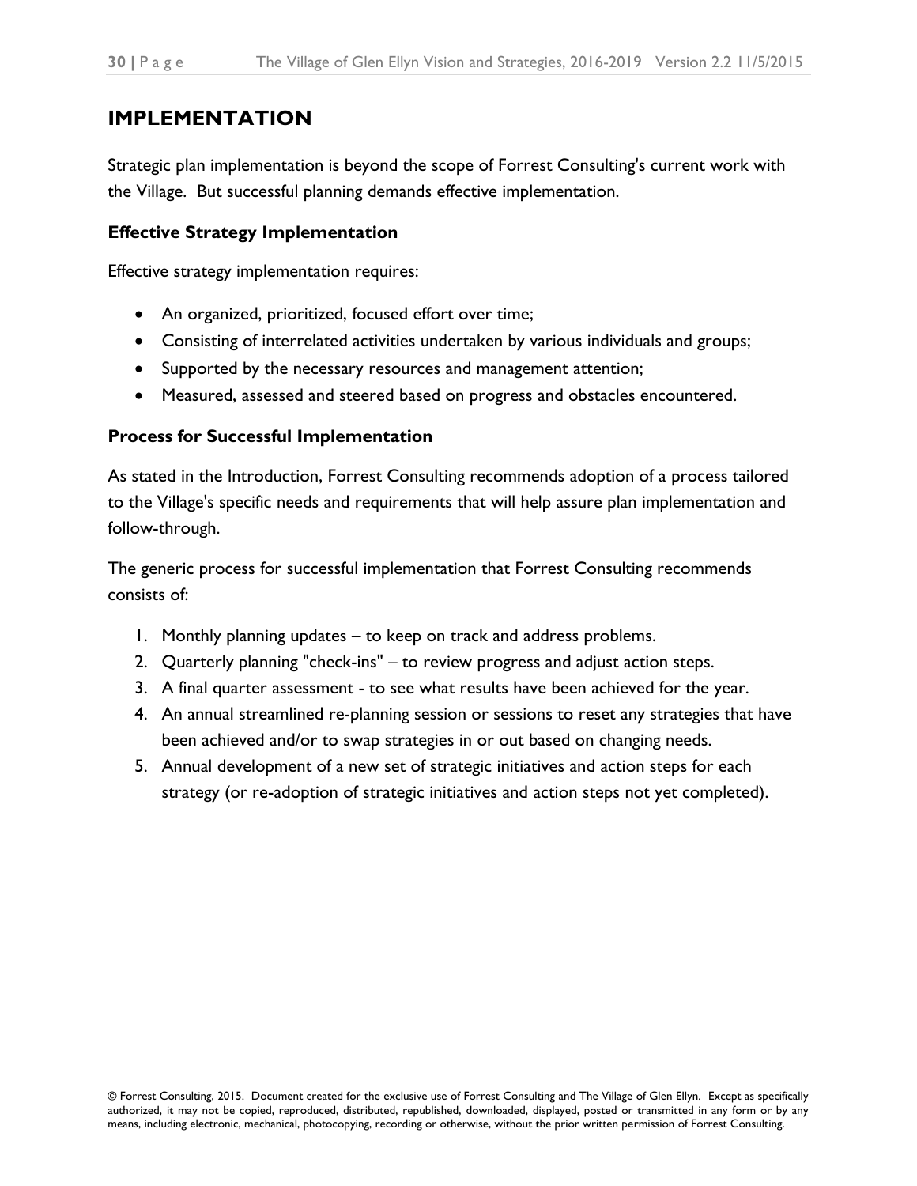## IMPLEMENTATION

Strategic plan implementation is beyond the scope of Forrest Consulting's current work with the Village. But successful planning demands effective implementation.

### Effective Strategy Implementation

Effective strategy implementation requires:

- An organized, prioritized, focused effort over time;
- Consisting of interrelated activities undertaken by various individuals and groups;
- Supported by the necessary resources and management attention;
- Measured, assessed and steered based on progress and obstacles encountered.

### Process for Successful Implementation

As stated in the Introduction, Forrest Consulting recommends adoption of a process tailored to the Village's specific needs and requirements that will help assure plan implementation and follow-through.

The generic process for successful implementation that Forrest Consulting recommends consists of:

1. Monthly planning updates – to keep on track and address problems.
2. Quarterly planning "check-ins" – to review progress and adjust action steps.
3. A final quarter assessment - to see what results have been achieved for the year.
4. An annual streamlined re-planning session or sessions to reset any strategies that have been achieved and/or to swap strategies in or out based on changing needs.
5. Annual development of a new set of strategic initiatives and action steps for each strategy (or re-adoption of strategic initiatives and action steps not yet completed).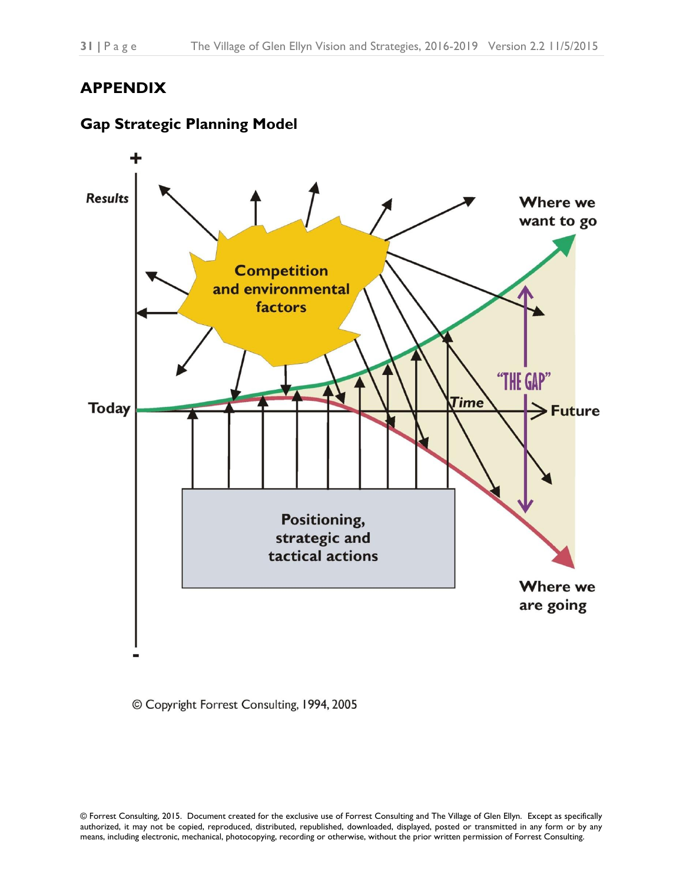## APPENDIX

### Gap Strategic Planning Model

+

Results

Competition and environmental factors

Where we want to go

"THE GAP"

Today

Time

Future

Positioning, strategic and tactical actions

Where we are going

-

© Copyright Forrest Consulting, 1994, 2005

© Forrest Consulting, 2015. Document created for the exclusive use of Forrest Consulting and The Village of Glen Ellyn. Except as specifically authorized, it may not be copied, reproduced, distributed, republished, downloaded, displayed, posted or transmitted in any form or by any means, including electronic, mechanical, photocopying, recording or otherwise, without the prior written permission of Forrest Consulting.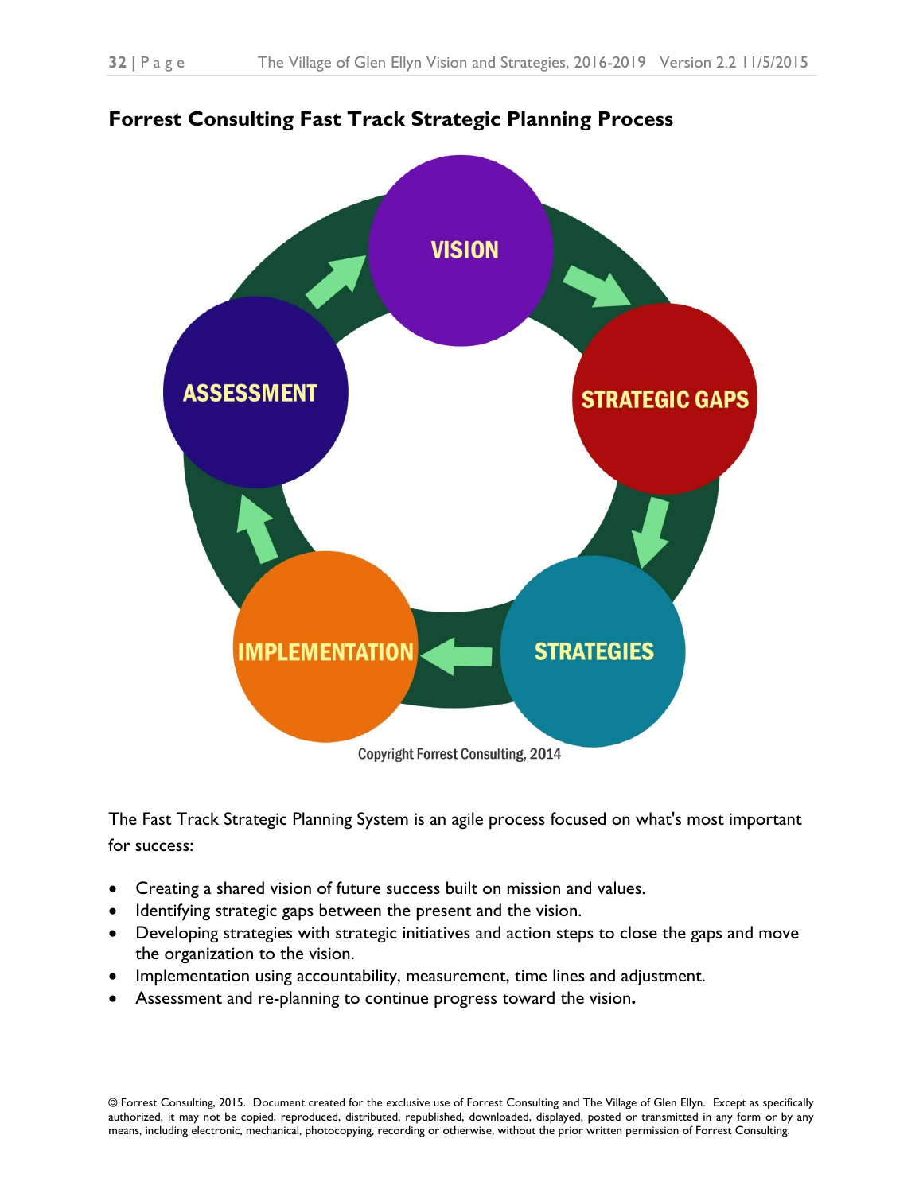## Forrest Consulting Fast Track Strategic Planning Process

VISION

STRATEGIC GAPS

STRATEGIES

IMPLEMENTATION

ASSESSMENT

Copyright Forrest Consulting, 2014

The Fast Track Strategic Planning System is an agile process focused on what's most important for success:

- Creating a shared vision of future success built on mission and values.
- Identifying strategic gaps between the present and the vision.
- Developing strategies with strategic initiatives and action steps to close the gaps and move the organization to the vision.
- Implementation using accountability, measurement, time lines and adjustment.
- Assessment and re-planning to continue progress toward the vision.

© Forrest Consulting, 2015. Document created for the exclusive use of Forrest Consulting and The Village of Glen Ellyn. Except as specifically authorized, it may not be copied, reproduced, distributed, republished, downloaded, displayed, posted or transmitted in any form or by any means, including electronic, mechanical, photocopying, recording or otherwise, without the prior written permission of Forrest Consulting.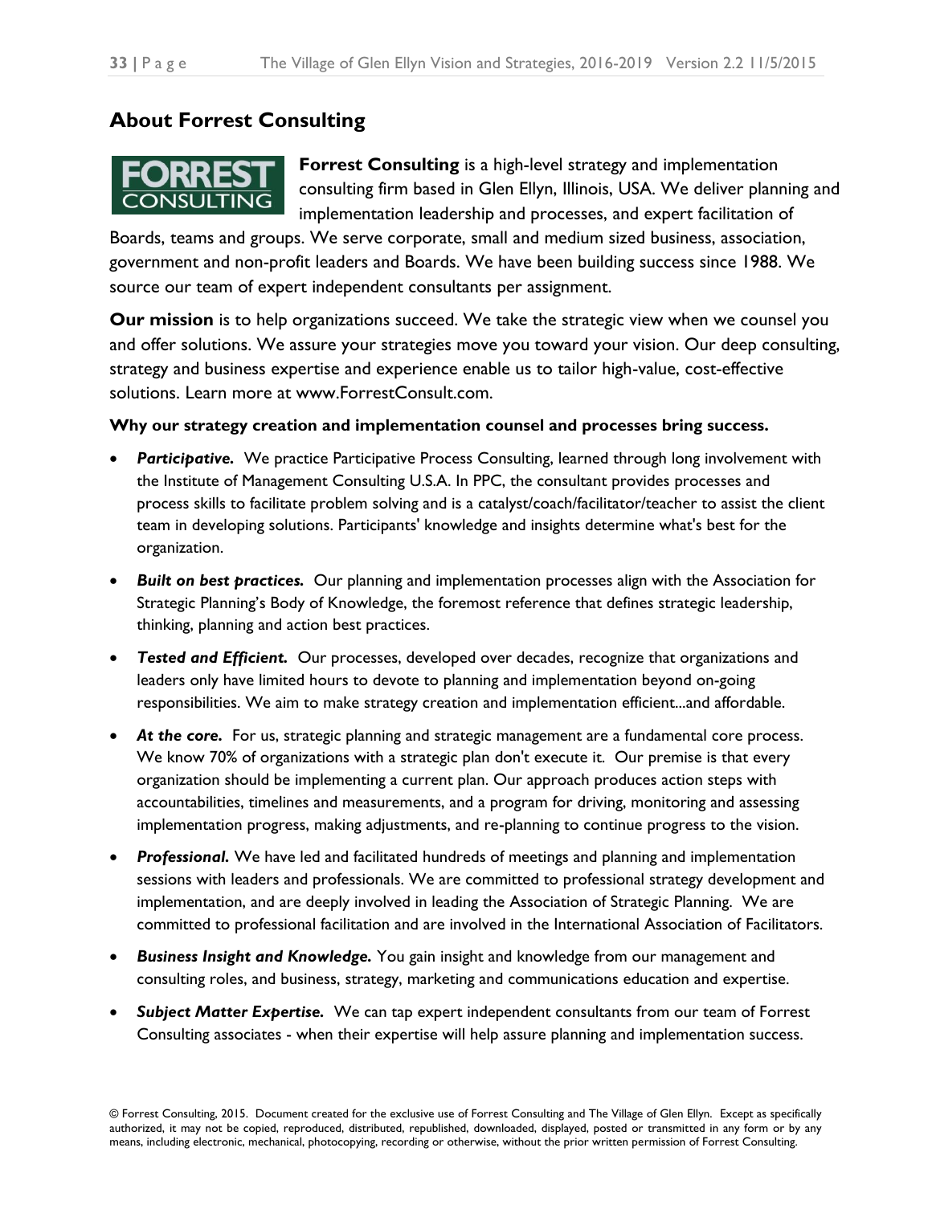## About Forrest Consulting

**Forrest Consulting** is a high-level strategy and implementation consulting firm based in Glen Ellyn, Illinois, USA. We deliver planning and implementation leadership and processes, and expert facilitation of Boards, teams and groups. We serve corporate, small and medium sized business, association, government and non-profit leaders and Boards. We have been building success since 1988. We source our team of expert independent consultants per assignment.

**Our mission** is to help organizations succeed. We take the strategic view when we counsel you and offer solutions. We assure your strategies move you toward your vision. Our deep consulting, strategy and business expertise and experience enable us to tailor high-value, cost-effective solutions. Learn more at www.ForrestConsult.com.

**Why our strategy creation and implementation counsel and processes bring success.**

- ***Participative.*** We practice Participative Process Consulting, learned through long involvement with the Institute of Management Consulting U.S.A. In PPC, the consultant provides processes and process skills to facilitate problem solving and is a catalyst/coach/facilitator/teacher to assist the client team in developing solutions. Participants' knowledge and insights determine what's best for the organization.
- ***Built on best practices.*** Our planning and implementation processes align with the Association for Strategic Planning's Body of Knowledge, the foremost reference that defines strategic leadership, thinking, planning and action best practices.
- ***Tested and Efficient.*** Our processes, developed over decades, recognize that organizations and leaders only have limited hours to devote to planning and implementation beyond on-going responsibilities. We aim to make strategy creation and implementation efficient...and affordable.
- ***At the core.*** For us, strategic planning and strategic management are a fundamental core process. We know 70% of organizations with a strategic plan don't execute it. Our premise is that every organization should be implementing a current plan. Our approach produces action steps with accountabilities, timelines and measurements, and a program for driving, monitoring and assessing implementation progress, making adjustments, and re-planning to continue progress to the vision.
- ***Professional.*** We have led and facilitated hundreds of meetings and planning and implementation sessions with leaders and professionals. We are committed to professional strategy development and implementation, and are deeply involved in leading the Association of Strategic Planning. We are committed to professional facilitation and are involved in the International Association of Facilitators.
- ***Business Insight and Knowledge.*** You gain insight and knowledge from our management and consulting roles, and business, strategy, marketing and communications education and expertise.
- ***Subject Matter Expertise.*** We can tap expert independent consultants from our team of Forrest Consulting associates - when their expertise will help assure planning and implementation success.

© Forrest Consulting, 2015. Document created for the exclusive use of Forrest Consulting and The Village of Glen Ellyn. Except as specifically authorized, it may not be copied, reproduced, distributed, republished, downloaded, displayed, posted or transmitted in any form or by any means, including electronic, mechanical, photocopying, recording or otherwise, without the prior written permission of Forrest Consulting.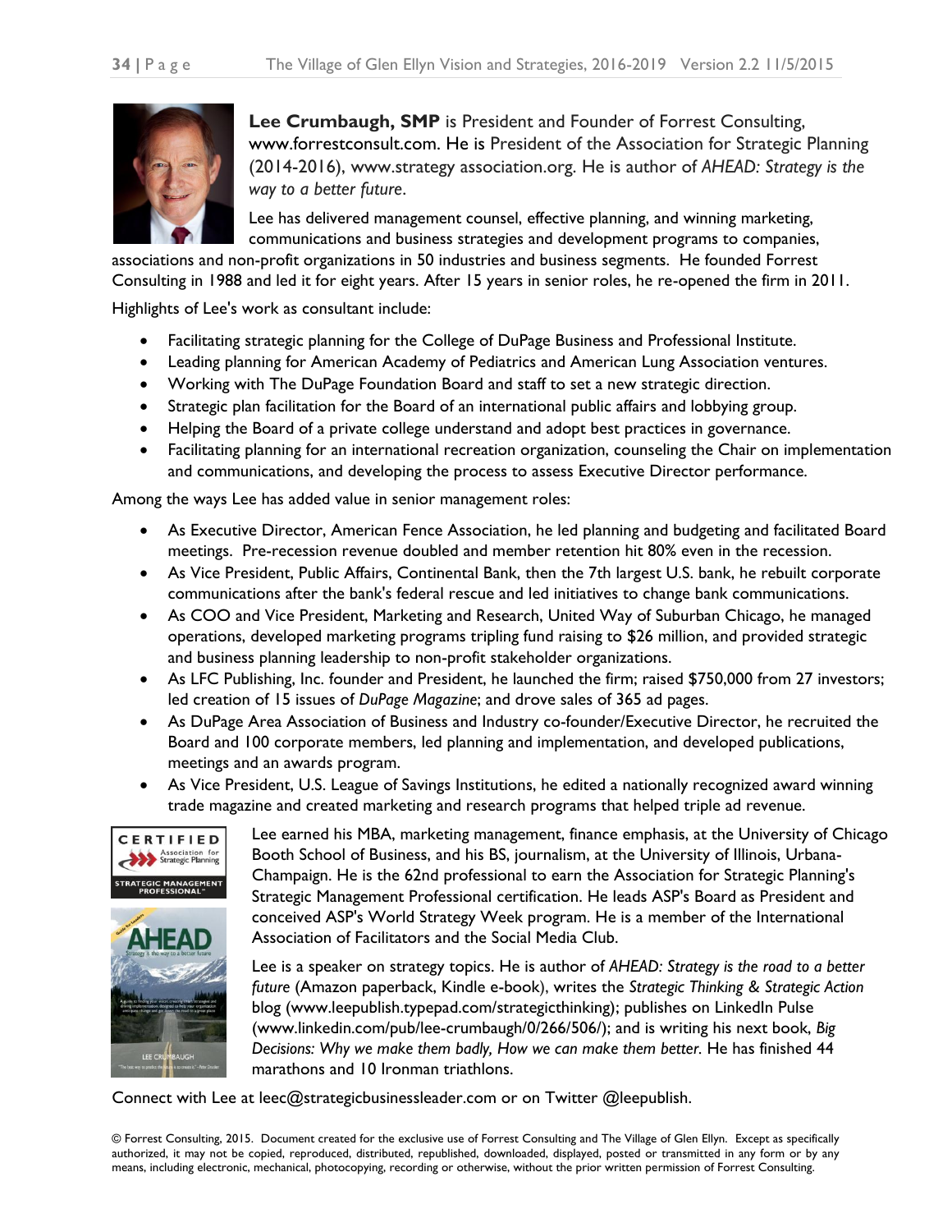**Lee Crumbaugh, SMP** is President and Founder of Forrest Consulting, www.forrestconsult.com. He is President of the Association for Strategic Planning (2014-2016), www.strategy association.org. He is author of *AHEAD: Strategy is the way to a better future*.

Lee has delivered management counsel, effective planning, and winning marketing, communications and business strategies and development programs to companies, associations and non-profit organizations in 50 industries and business segments. He founded Forrest Consulting in 1988 and led it for eight years. After 15 years in senior roles, he re-opened the firm in 2011.

Highlights of Lee's work as consultant include:

- Facilitating strategic planning for the College of DuPage Business and Professional Institute.
- Leading planning for American Academy of Pediatrics and American Lung Association ventures.
- Working with The DuPage Foundation Board and staff to set a new strategic direction.
- Strategic plan facilitation for the Board of an international public affairs and lobbying group.
- Helping the Board of a private college understand and adopt best practices in governance.
- Facilitating planning for an international recreation organization, counseling the Chair on implementation and communications, and developing the process to assess Executive Director performance.

Among the ways Lee has added value in senior management roles:

- As Executive Director, American Fence Association, he led planning and budgeting and facilitated Board meetings. Pre-recession revenue doubled and member retention hit 80% even in the recession.
- As Vice President, Public Affairs, Continental Bank, then the 7th largest U.S. bank, he rebuilt corporate communications after the bank's federal rescue and led initiatives to change bank communications.
- As COO and Vice President, Marketing and Research, United Way of Suburban Chicago, he managed operations, developed marketing programs tripling fund raising to $26 million, and provided strategic and business planning leadership to non-profit stakeholder organizations.
- As LFC Publishing, Inc. founder and President, he launched the firm; raised $750,000 from 27 investors; led creation of 15 issues of *DuPage Magazine*; and drove sales of 365 ad pages.
- As DuPage Area Association of Business and Industry co-founder/Executive Director, he recruited the Board and 100 corporate members, led planning and implementation, and developed publications, meetings and an awards program.
- As Vice President, U.S. League of Savings Institutions, he edited a nationally recognized award winning trade magazine and created marketing and research programs that helped triple ad revenue.

Lee earned his MBA, marketing management, finance emphasis, at the University of Chicago Booth School of Business, and his BS, journalism, at the University of Illinois, Urbana-Champaign. He is the 62nd professional to earn the Association for Strategic Planning's Strategic Management Professional certification. He leads ASP's Board as President and conceived ASP's World Strategy Week program. He is a member of the International Association of Facilitators and the Social Media Club.

Lee is a speaker on strategy topics. He is author of *AHEAD: Strategy is the road to a better future* (Amazon paperback, Kindle e-book), writes the *Strategic Thinking & Strategic Action* blog (www.leepublish.typepad.com/strategicthinking); publishes on LinkedIn Pulse (www.linkedin.com/pub/lee-crumbaugh/0/266/506/); and is writing his next book, *Big Decisions: Why we make them badly, How we can make them better.* He has finished 44 marathons and 10 Ironman triathlons.

Connect with Lee at leec@strategicbusinessleader.com or on Twitter @leepublish.

© Forrest Consulting, 2015. Document created for the exclusive use of Forrest Consulting and The Village of Glen Ellyn. Except as specifically authorized, it may not be copied, reproduced, distributed, republished, downloaded, displayed, posted or transmitted in any form or by any means, including electronic, mechanical, photocopying, recording or otherwise, without the prior written permission of Forrest Consulting.